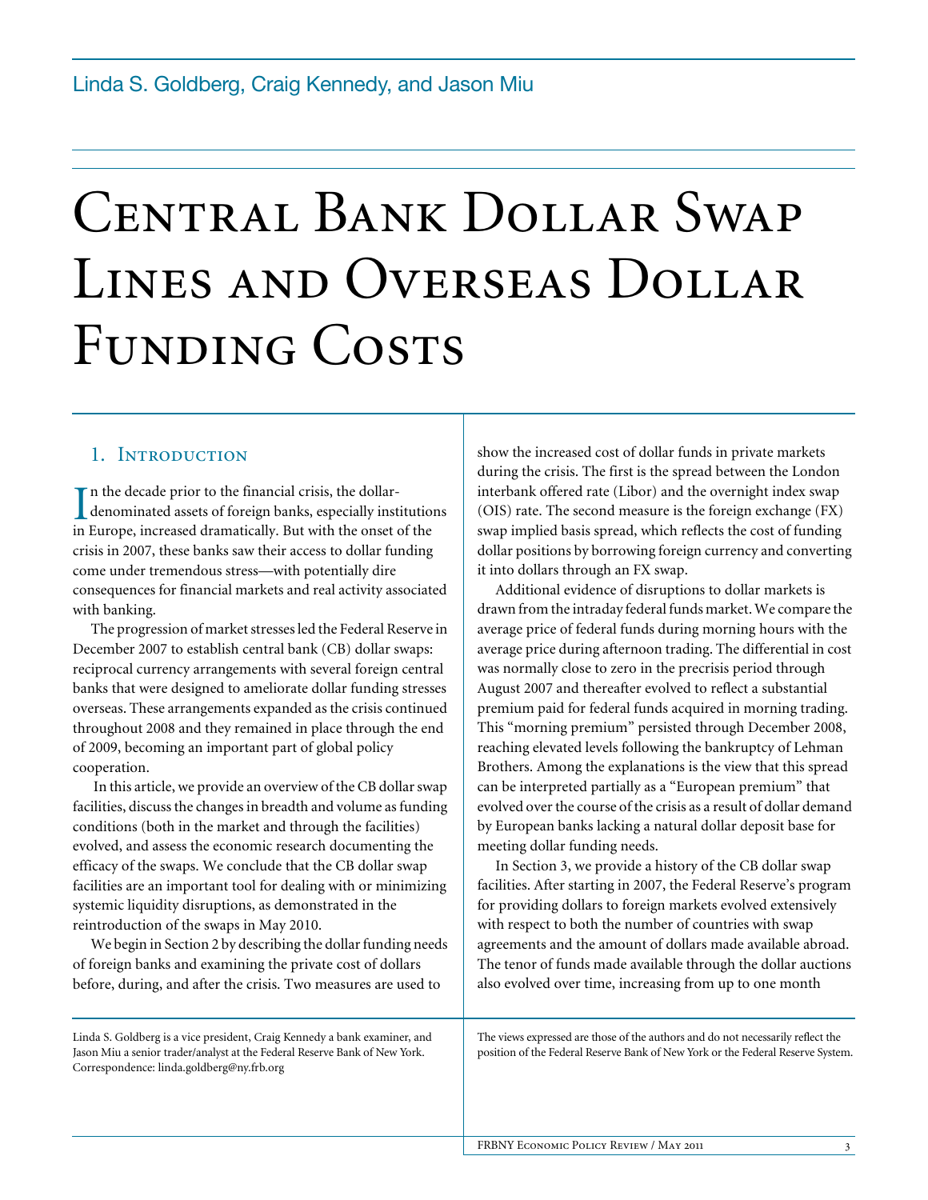Linda S. Goldberg, Craig Kennedy, and Jason Miu

# Central Bank Dollar Swap Lines and Overseas Dollar Funding Costs

## 1. Introduction

In the decade prior to the financial crisis, the dollar-denominated assets of foreign banks, especially institutions in Europe, increased dramatically. But with the onset of the crisis in 2007, these banks saw their access to dollar funding come under tremendous stress—with potentially dire consequences for financial markets and real activity associated with banking.

The progression of market stresses led the Federal Reserve in December 2007 to establish central bank (CB) dollar swaps: reciprocal currency arrangements with several foreign central banks that were designed to ameliorate dollar funding stresses overseas. These arrangements expanded as the crisis continued throughout 2008 and they remained in place through the end of 2009, becoming an important part of global policy cooperation.

In this article, we provide an overview of the CB dollar swap facilities, discuss the changes in breadth and volume as funding conditions (both in the market and through the facilities) evolved, and assess the economic research documenting the efficacy of the swaps. We conclude that the CB dollar swap facilities are an important tool for dealing with or minimizing systemic liquidity disruptions, as demonstrated in the reintroduction of the swaps in May 2010.

We begin in Section 2 by describing the dollar funding needs of foreign banks and examining the private cost of dollars before, during, and after the crisis. Two measures are used to show the increased cost of dollar funds in private markets during the crisis. The first is the spread between the London interbank offered rate (Libor) and the overnight index swap (OIS) rate. The second measure is the foreign exchange (FX) swap implied basis spread, which reflects the cost of funding dollar positions by borrowing foreign currency and converting it into dollars through an FX swap.

Additional evidence of disruptions to dollar markets is drawn from the intraday federal funds market. We compare the average price of federal funds during morning hours with the average price during afternoon trading. The differential in cost was normally close to zero in the precrisis period through August 2007 and thereafter evolved to reflect a substantial premium paid for federal funds acquired in morning trading. This "morning premium" persisted through December 2008, reaching elevated levels following the bankruptcy of Lehman Brothers. Among the explanations is the view that this spread can be interpreted partially as a "European premium" that evolved over the course of the crisis as a result of dollar demand by European banks lacking a natural dollar deposit base for meeting dollar funding needs.

In Section 3, we provide a history of the CB dollar swap facilities. After starting in 2007, the Federal Reserve's program for providing dollars to foreign markets evolved extensively with respect to both the number of countries with swap agreements and the amount of dollars made available abroad. The tenor of funds made available through the dollar auctions also evolved over time, increasing from up to one month

Linda S. Goldberg is a vice president, Craig Kennedy a bank examiner, and Jason Miu a senior trader/analyst at the Federal Reserve Bank of New York. Correspondence: linda.goldberg@ny.frb.org

The views expressed are those of the authors and do not necessarily reflect the position of the Federal Reserve Bank of New York or the Federal Reserve System.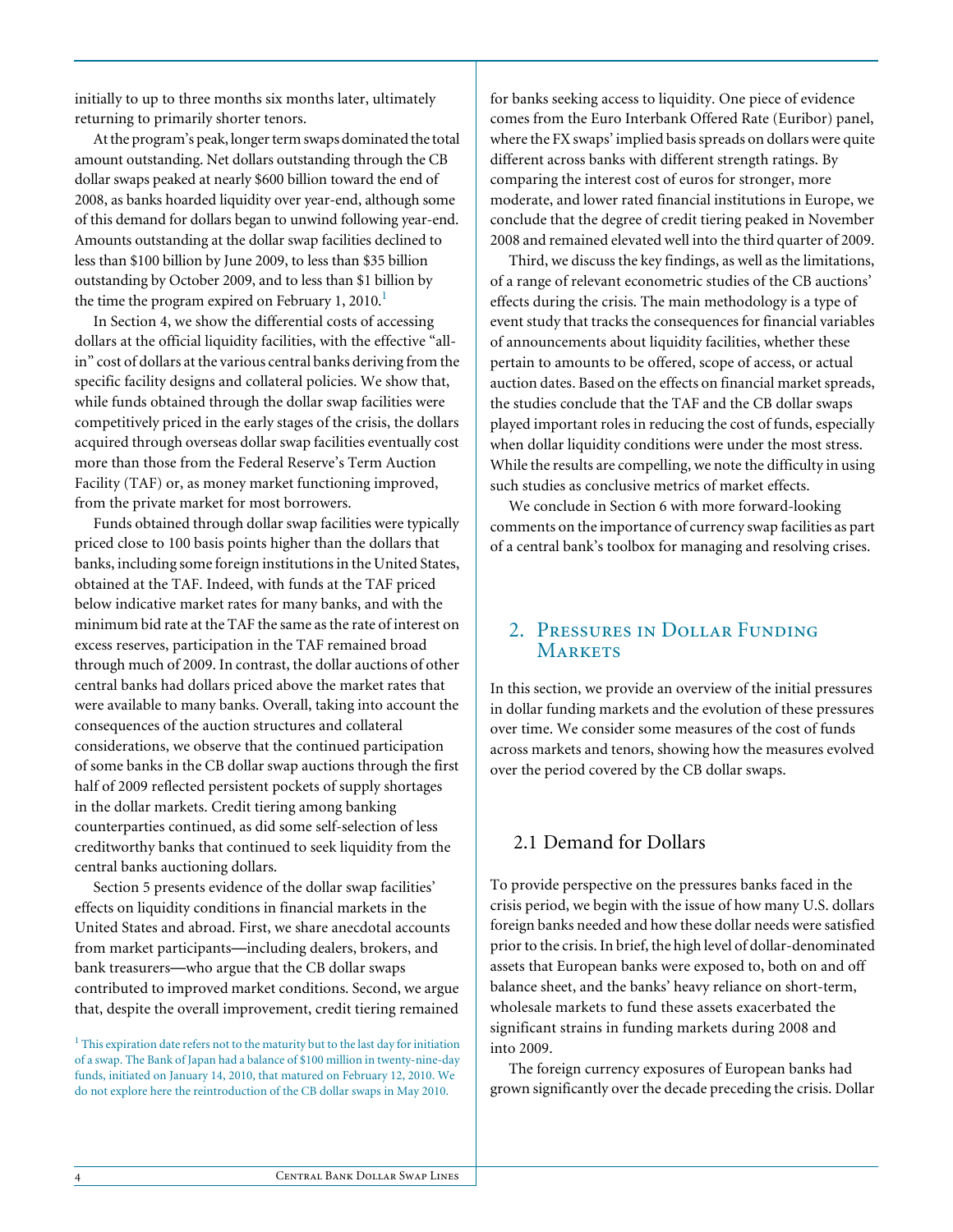initially to up to three months six months later, ultimately returning to primarily shorter tenors.

At the program's peak, longer term swaps dominated the total amount outstanding. Net dollars outstanding through the CB dollar swaps peaked at nearly $600 billion toward the end of 2008, as banks hoarded liquidity over year-end, although some of this demand for dollars began to unwind following year-end. Amounts outstanding at the dollar swap facilities declined to less than $100 billion by June 2009, to less than $35 billion outstanding by October 2009, and to less than $1 billion by the time the program expired on February 1, 2010.[1]

In Section 4, we show the differential costs of accessing dollars at the official liquidity facilities, with the effective "all-in" cost of dollars at the various central banks deriving from the specific facility designs and collateral policies. We show that, while funds obtained through the dollar swap facilities were competitively priced in the early stages of the crisis, the dollars acquired through overseas dollar swap facilities eventually cost more than those from the Federal Reserve's Term Auction Facility (TAF) or, as money market functioning improved, from the private market for most borrowers.

Funds obtained through dollar swap facilities were typically priced close to 100 basis points higher than the dollars that banks, including some foreign institutions in the United States, obtained at the TAF. Indeed, with funds at the TAF priced below indicative market rates for many banks, and with the minimum bid rate at the TAF the same as the rate of interest on excess reserves, participation in the TAF remained broad through much of 2009. In contrast, the dollar auctions of other central banks had dollars priced above the market rates that were available to many banks. Overall, taking into account the consequences of the auction structures and collateral considerations, we observe that the continued participation of some banks in the CB dollar swap auctions through the first half of 2009 reflected persistent pockets of supply shortages in the dollar markets. Credit tiering among banking counterparties continued, as did some self-selection of less creditworthy banks that continued to seek liquidity from the central banks auctioning dollars.

Section 5 presents evidence of the dollar swap facilities' effects on liquidity conditions in financial markets in the United States and abroad. First, we share anecdotal accounts from market participants—including dealers, brokers, and bank treasurers—who argue that the CB dollar swaps contributed to improved market conditions. Second, we argue that, despite the overall improvement, credit tiering remained for banks seeking access to liquidity. One piece of evidence comes from the Euro Interbank Offered Rate (Euribor) panel, where the FX swaps' implied basis spreads on dollars were quite different across banks with different strength ratings. By comparing the interest cost of euros for stronger, more moderate, and lower rated financial institutions in Europe, we conclude that the degree of credit tiering peaked in November 2008 and remained elevated well into the third quarter of 2009.

Third, we discuss the key findings, as well as the limitations, of a range of relevant econometric studies of the CB auctions' effects during the crisis. The main methodology is a type of event study that tracks the consequences for financial variables of announcements about liquidity facilities, whether these pertain to amounts to be offered, scope of access, or actual auction dates. Based on the effects on financial market spreads, the studies conclude that the TAF and the CB dollar swaps played important roles in reducing the cost of funds, especially when dollar liquidity conditions were under the most stress. While the results are compelling, we note the difficulty in using such studies as conclusive metrics of market effects.

We conclude in Section 6 with more forward-looking comments on the importance of currency swap facilities as part of a central bank's toolbox for managing and resolving crises.

[1] This expiration date refers not to the maturity but to the last day for initiation of a swap. The Bank of Japan had a balance of $100 million in twenty-nine-day funds, initiated on January 14, 2010, that matured on February 12, 2010. We do not explore here the reintroduction of the CB dollar swaps in May 2010.

## 2. Pressures in Dollar Funding Markets

In this section, we provide an overview of the initial pressures in dollar funding markets and the evolution of these pressures over time. We consider some measures of the cost of funds across markets and tenors, showing how the measures evolved over the period covered by the CB dollar swaps.

### 2.1 Demand for Dollars

To provide perspective on the pressures banks faced in the crisis period, we begin with the issue of how many U.S. dollars foreign banks needed and how these dollar needs were satisfied prior to the crisis. In brief, the high level of dollar-denominated assets that European banks were exposed to, both on and off balance sheet, and the banks' heavy reliance on short-term, wholesale markets to fund these assets exacerbated the significant strains in funding markets during 2008 and into 2009.

The foreign currency exposures of European banks had grown significantly over the decade preceding the crisis. Dollar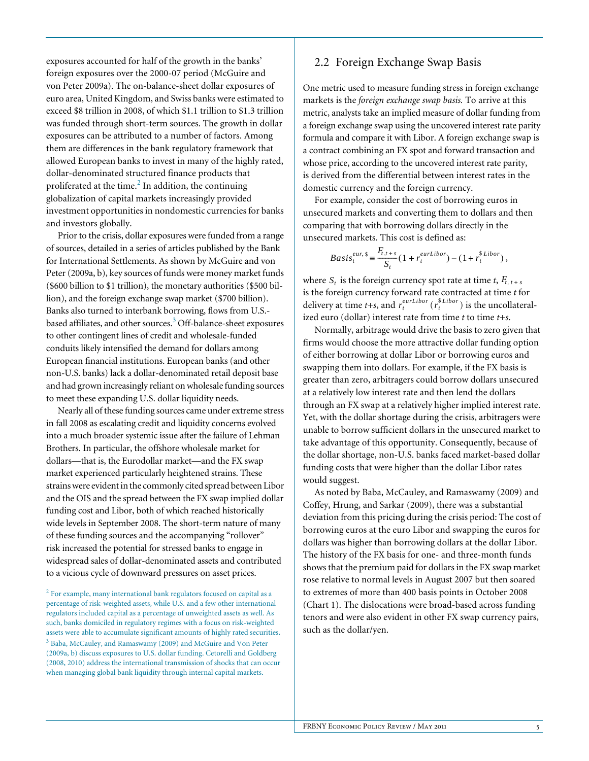exposures accounted for half of the growth in the banks' foreign exposures over the 2000-07 period (McGuire and von Peter 2009a). The on-balance-sheet dollar exposures of euro area, United Kingdom, and Swiss banks were estimated to exceed $8 trillion in 2008, of which $1.1 trillion to $1.3 trillion was funded through short-term sources. The growth in dollar exposures can be attributed to a number of factors. Among them are differences in the bank regulatory framework that allowed European banks to invest in many of the highly rated, dollar-denominated structured finance products that proliferated at the time.[2] In addition, the continuing globalization of capital markets increasingly provided investment opportunities in nondomestic currencies for banks and investors globally.

Prior to the crisis, dollar exposures were funded from a range of sources, detailed in a series of articles published by the Bank for International Settlements. As shown by McGuire and von Peter (2009a, b), key sources of funds were money market funds ($600 billion to $1 trillion), the monetary authorities ($500 billion), and the foreign exchange swap market ($700 billion). Banks also turned to interbank borrowing, flows from U.S.-based affiliates, and other sources.[3] Off-balance-sheet exposures to other contingent lines of credit and wholesale-funded conduits likely intensified the demand for dollars among European financial institutions. European banks (and other non-U.S. banks) lack a dollar-denominated retail deposit base and had grown increasingly reliant on wholesale funding sources to meet these expanding U.S. dollar liquidity needs.

Nearly all of these funding sources came under extreme stress in fall 2008 as escalating credit and liquidity concerns evolved into a much broader systemic issue after the failure of Lehman Brothers. In particular, the offshore wholesale market for dollars—that is, the Eurodollar market—and the FX swap market experienced particularly heightened strains. These strains were evident in the commonly cited spread between Libor and the OIS and the spread between the FX swap implied dollar funding cost and Libor, both of which reached historically wide levels in September 2008. The short-term nature of many of these funding sources and the accompanying "rollover" risk increased the potential for stressed banks to engage in widespread sales of dollar-denominated assets and contributed to a vicious cycle of downward pressures on asset prices.

[2] For example, many international bank regulators focused on capital as a percentage of risk-weighted assets, while U.S. and a few other international regulators included capital as a percentage of unweighted assets as well. As such, banks domiciled in regulatory regimes with a focus on risk-weighted assets were able to accumulate significant amounts of highly rated securities.

[3] Baba, McCauley, and Ramaswamy (2009) and McGuire and Von Peter (2009a, b) discuss exposures to U.S. dollar funding. Cetorelli and Goldberg (2008, 2010) address the international transmission of shocks that can occur when managing global bank liquidity through internal capital markets.

## 2.2 Foreign Exchange Swap Basis

One metric used to measure funding stress in foreign exchange markets is the *foreign exchange swap basis.* To arrive at this metric, analysts take an implied measure of dollar funding from a foreign exchange swap using the uncovered interest rate parity formula and compare it with Libor. A foreign exchange swap is a contract combining an FX spot and forward transaction and whose price, according to the uncovered interest rate parity, is derived from the differential between interest rates in the domestic currency and the foreign currency.

For example, consider the cost of borrowing euros in unsecured markets and converting them to dollars and then comparing that with borrowing dollars directly in the unsecured markets. This cost is defined as:

$$Basis_t^{eur,\$} \equiv \frac{F_{t,t+s}}{S_t}(1 + r_t^{eurLibor}) - (1 + r_t^{\$Libor}),$$

where $S_t$ is the foreign currency spot rate at time *t*, $F_{t,\,t+s}$ is the foreign currency forward rate contracted at time *t* for delivery at time *t+s*, and $r_t^{eurLibor}$ ($r_t^{\$Libor}$) is the uncollateralized euro (dollar) interest rate from time *t* to time *t+s*.

Normally, arbitrage would drive the basis to zero given that firms would choose the more attractive dollar funding option of either borrowing at dollar Libor or borrowing euros and swapping them into dollars. For example, if the FX basis is greater than zero, arbitragers could borrow dollars unsecured at a relatively low interest rate and then lend the dollars through an FX swap at a relatively higher implied interest rate. Yet, with the dollar shortage during the crisis, arbitragers were unable to borrow sufficient dollars in the unsecured market to take advantage of this opportunity. Consequently, because of the dollar shortage, non-U.S. banks faced market-based dollar funding costs that were higher than the dollar Libor rates would suggest.

As noted by Baba, McCauley, and Ramaswamy (2009) and Coffey, Hrung, and Sarkar (2009), there was a substantial deviation from this pricing during the crisis period: The cost of borrowing euros at the euro Libor and swapping the euros for dollars was higher than borrowing dollars at the dollar Libor. The history of the FX basis for one- and three-month funds shows that the premium paid for dollars in the FX swap market rose relative to normal levels in August 2007 but then soared to extremes of more than 400 basis points in October 2008 (Chart 1). The dislocations were broad-based across funding tenors and were also evident in other FX swap currency pairs, such as the dollar/yen.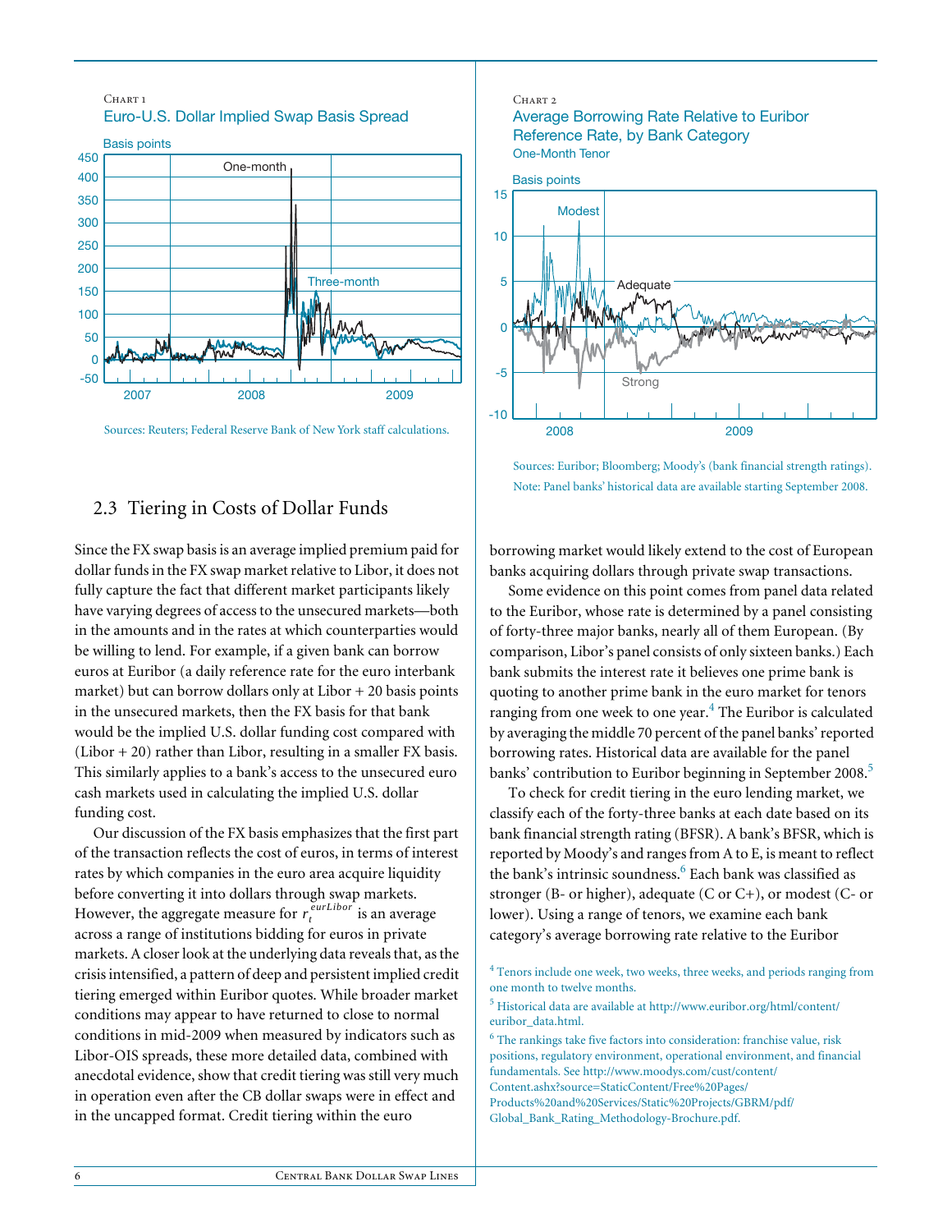Chart 1

Euro-U.S. Dollar Implied Swap Basis Spread

Sources: Reuters; Federal Reserve Bank of New York staff calculations.

Chart 2

Average Borrowing Rate Relative to Euribor Reference Rate, by Bank Category

One-Month Tenor

Sources: Euribor; Bloomberg; Moody's (bank financial strength ratings).

Note: Panel banks' historical data are available starting September 2008.

## 2.3 Tiering in Costs of Dollar Funds

Since the FX swap basis is an average implied premium paid for dollar funds in the FX swap market relative to Libor, it does not fully capture the fact that different market participants likely have varying degrees of access to the unsecured markets—both in the amounts and in the rates at which counterparties would be willing to lend. For example, if a given bank can borrow euros at Euribor (a daily reference rate for the euro interbank market) but can borrow dollars only at Libor + 20 basis points in the unsecured markets, then the FX basis for that bank would be the implied U.S. dollar funding cost compared with (Libor + 20) rather than Libor, resulting in a smaller FX basis. This similarly applies to a bank's access to the unsecured euro cash markets used in calculating the implied U.S. dollar funding cost.

Our discussion of the FX basis emphasizes that the first part of the transaction reflects the cost of euros, in terms of interest rates by which companies in the euro area acquire liquidity before converting it into dollars through swap markets. However, the aggregate measure for $r_t^{eurLibor}$ is an average across a range of institutions bidding for euros in private markets. A closer look at the underlying data reveals that, as the crisis intensified, a pattern of deep and persistent implied credit tiering emerged within Euribor quotes. While broader market conditions may appear to have returned to close to normal conditions in mid-2009 when measured by indicators such as Libor-OIS spreads, these more detailed data, combined with anecdotal evidence, show that credit tiering was still very much in operation even after the CB dollar swaps were in effect and in the uncapped format. Credit tiering within the euro borrowing market would likely extend to the cost of European banks acquiring dollars through private swap transactions.

Some evidence on this point comes from panel data related to the Euribor, whose rate is determined by a panel consisting of forty-three major banks, nearly all of them European. (By comparison, Libor's panel consists of only sixteen banks.) Each bank submits the interest rate it believes one prime bank is quoting to another prime bank in the euro market for tenors ranging from one week to one year.[4] The Euribor is calculated by averaging the middle 70 percent of the panel banks' reported borrowing rates. Historical data are available for the panel banks' contribution to Euribor beginning in September 2008.[5]

To check for credit tiering in the euro lending market, we classify each of the forty-three banks at each date based on its bank financial strength rating (BFSR). A bank's BFSR, which is reported by Moody's and ranges from A to E, is meant to reflect the bank's intrinsic soundness.[6] Each bank was classified as stronger (B- or higher), adequate (C or C+), or modest (C- or lower). Using a range of tenors, we examine each bank category's average borrowing rate relative to the Euribor

[4] Tenors include one week, two weeks, three weeks, and periods ranging from one month to twelve months.

[5] Historical data are available at http://www.euribor.org/html/content/euribor_data.html.

[6] The rankings take five factors into consideration: franchise value, risk positions, regulatory environment, operational environment, and financial fundamentals. See http://www.moodys.com/cust/content/Content.ashx?source=StaticContent/Free%20Pages/Products%20and%20Services/Static%20Projects/GBRM/pdf/Global_Bank_Rating_Methodology-Brochure.pdf.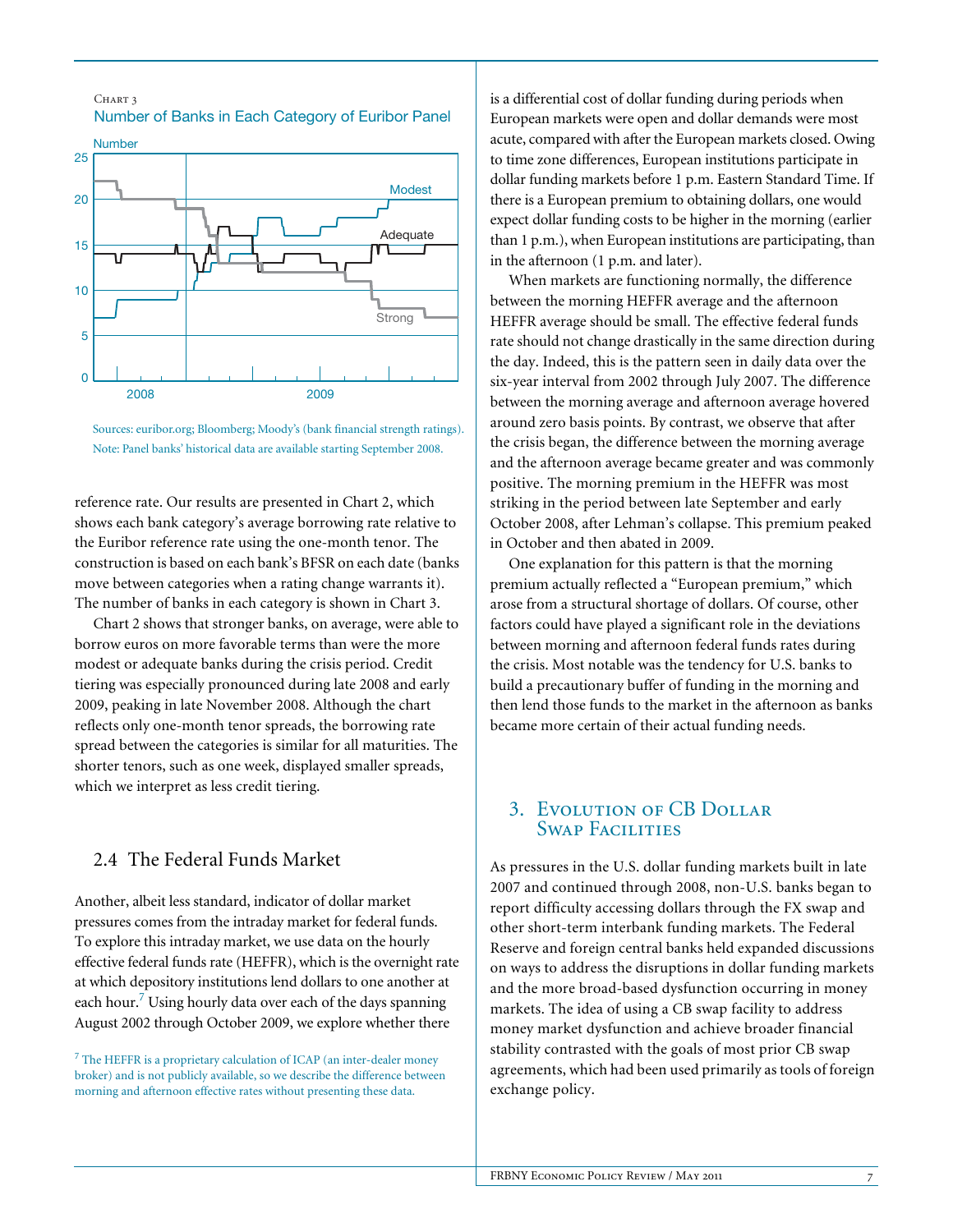Chart 3
Number of Banks in Each Category of Euribor Panel

Sources: euribor.org; Bloomberg; Moody's (bank financial strength ratings).
Note: Panel banks' historical data are available starting September 2008.

reference rate. Our results are presented in Chart 2, which shows each bank category's average borrowing rate relative to the Euribor reference rate using the one-month tenor. The construction is based on each bank's BFSR on each date (banks move between categories when a rating change warrants it). The number of banks in each category is shown in Chart 3.

Chart 2 shows that stronger banks, on average, were able to borrow euros on more favorable terms than were the more modest or adequate banks during the crisis period. Credit tiering was especially pronounced during late 2008 and early 2009, peaking in late November 2008. Although the chart reflects only one-month tenor spreads, the borrowing rate spread between the categories is similar for all maturities. The shorter tenors, such as one week, displayed smaller spreads, which we interpret as less credit tiering.

### 2.4 The Federal Funds Market

Another, albeit less standard, indicator of dollar market pressures comes from the intraday market for federal funds. To explore this intraday market, we use data on the hourly effective federal funds rate (HEFFR), which is the overnight rate at which depository institutions lend dollars to one another at each hour.[7] Using hourly data over each of the days spanning August 2002 through October 2009, we explore whether there is a differential cost of dollar funding during periods when European markets were open and dollar demands were most acute, compared with after the European markets closed. Owing to time zone differences, European institutions participate in dollar funding markets before 1 p.m. Eastern Standard Time. If there is a European premium to obtaining dollars, one would expect dollar funding costs to be higher in the morning (earlier than 1 p.m.), when European institutions are participating, than in the afternoon (1 p.m. and later).

When markets are functioning normally, the difference between the morning HEFFR average and the afternoon HEFFR average should be small. The effective federal funds rate should not change drastically in the same direction during the day. Indeed, this is the pattern seen in daily data over the six-year interval from 2002 through July 2007. The difference between the morning average and afternoon average hovered around zero basis points. By contrast, we observe that after the crisis began, the difference between the morning average and the afternoon average became greater and was commonly positive. The morning premium in the HEFFR was most striking in the period between late September and early October 2008, after Lehman's collapse. This premium peaked in October and then abated in 2009.

One explanation for this pattern is that the morning premium actually reflected a "European premium," which arose from a structural shortage of dollars. Of course, other factors could have played a significant role in the deviations between morning and afternoon federal funds rates during the crisis. Most notable was the tendency for U.S. banks to build a precautionary buffer of funding in the morning and then lend those funds to the market in the afternoon as banks became more certain of their actual funding needs.

[7] The HEFFR is a proprietary calculation of ICAP (an inter-dealer money broker) and is not publicly available, so we describe the difference between morning and afternoon effective rates without presenting these data.

## 3. Evolution of CB Dollar Swap Facilities

As pressures in the U.S. dollar funding markets built in late 2007 and continued through 2008, non-U.S. banks began to report difficulty accessing dollars through the FX swap and other short-term interbank funding markets. The Federal Reserve and foreign central banks held expanded discussions on ways to address the disruptions in dollar funding markets and the more broad-based dysfunction occurring in money markets. The idea of using a CB swap facility to address money market dysfunction and achieve broader financial stability contrasted with the goals of most prior CB swap agreements, which had been used primarily as tools of foreign exchange policy.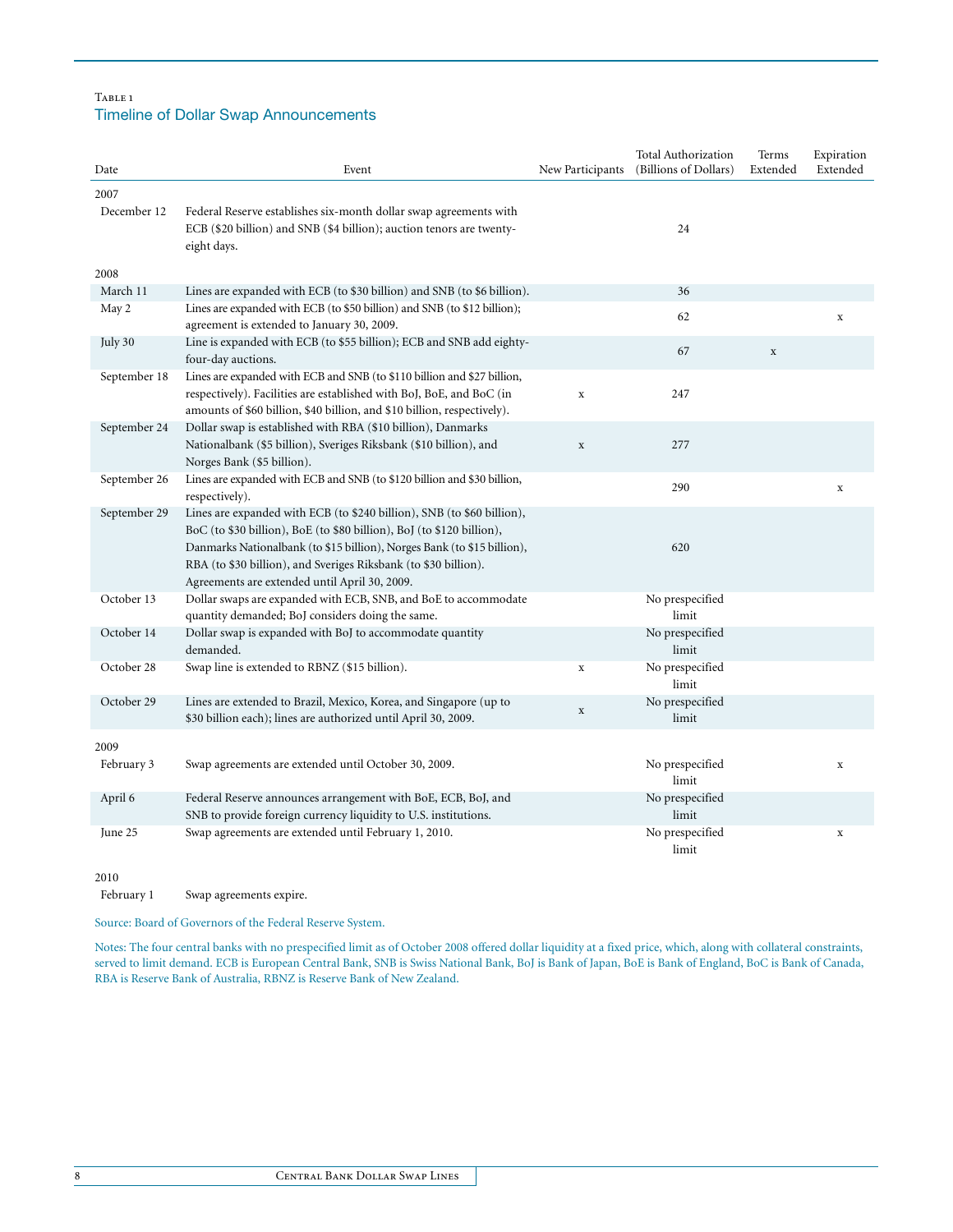Table 1
## Timeline of Dollar Swap Announcements

| Date | Event | New Participants | Total Authorization (Billions of Dollars) | Terms Extended | Expiration Extended |
|---|---|---|---|---|---|
| **2007** | | | | | |
| December 12 | Federal Reserve establishes six-month dollar swap agreements with ECB ($20 billion) and SNB ($4 billion); auction tenors are twenty-eight days. | | 24 | | |
| **2008** | | | | | |
| March 11 | Lines are expanded with ECB (to $30 billion) and SNB (to $6 billion). | | 36 | | |
| May 2 | Lines are expanded with ECB (to $50 billion) and SNB (to $12 billion); agreement is extended to January 30, 2009. | | 62 | | x |
| July 30 | Line is expanded with ECB (to $55 billion); ECB and SNB add eighty-four-day auctions. | | 67 | x | |
| September 18 | Lines are expanded with ECB and SNB (to $110 billion and $27 billion, respectively). Facilities are established with BoJ, BoE, and BoC (in amounts of $60 billion, $40 billion, and $10 billion, respectively). | x | 247 | | |
| September 24 | Dollar swap is established with RBA ($10 billion), Danmarks Nationalbank ($5 billion), Sveriges Riksbank ($10 billion), and Norges Bank ($5 billion). | x | 277 | | |
| September 26 | Lines are expanded with ECB and SNB (to $120 billion and $30 billion, respectively). | | 290 | | x |
| September 29 | Lines are expanded with ECB (to $240 billion), SNB (to $60 billion), BoC (to $30 billion), BoE (to $80 billion), BoJ (to $120 billion), Danmarks Nationalbank (to $15 billion), Norges Bank (to $15 billion), RBA (to $30 billion), and Sveriges Riksbank (to $30 billion). Agreements are extended until April 30, 2009. | | 620 | | |
| October 13 | Dollar swaps are expanded with ECB, SNB, and BoE to accommodate quantity demanded; BoJ considers doing the same. | | No prespecified limit | | |
| October 14 | Dollar swap is expanded with BoJ to accommodate quantity demanded. | | No prespecified limit | | |
| October 28 | Swap line is extended to RBNZ ($15 billion). | x | No prespecified limit | | |
| October 29 | Lines are extended to Brazil, Mexico, Korea, and Singapore (up to $30 billion each); lines are authorized until April 30, 2009. | x | No prespecified limit | | |
| **2009** | | | | | |
| February 3 | Swap agreements are extended until October 30, 2009. | | No prespecified limit | | x |
| April 6 | Federal Reserve announces arrangement with BoE, ECB, BoJ, and SNB to provide foreign currency liquidity to U.S. institutions. | | No prespecified limit | | |
| June 25 | Swap agreements are extended until February 1, 2010. | | No prespecified limit | | x |
| **2010** | | | | | |
| February 1 | Swap agreements expire. | | | | |

Source: Board of Governors of the Federal Reserve System.

Notes: The four central banks with no prespecified limit as of October 2008 offered dollar liquidity at a fixed price, which, along with collateral constraints, served to limit demand. ECB is European Central Bank, SNB is Swiss National Bank, BoJ is Bank of Japan, BoE is Bank of England, BoC is Bank of Canada, RBA is Reserve Bank of Australia, RBNZ is Reserve Bank of New Zealand.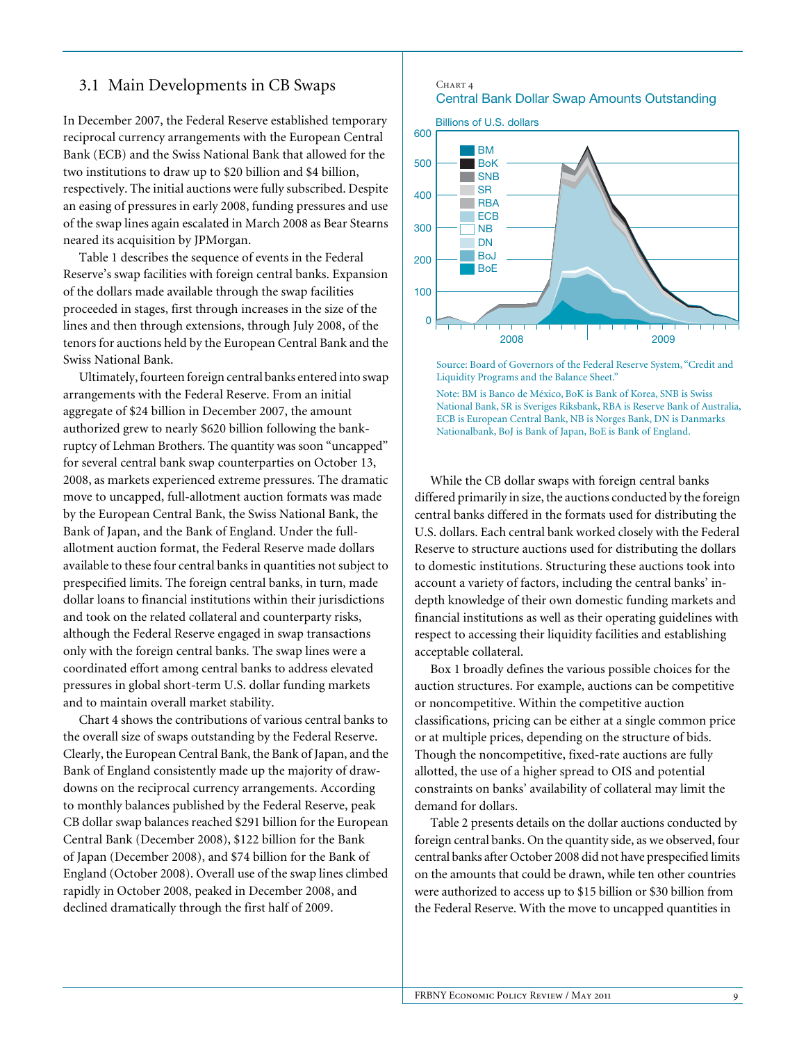## 3.1 Main Developments in CB Swaps

In December 2007, the Federal Reserve established temporary reciprocal currency arrangements with the European Central Bank (ECB) and the Swiss National Bank that allowed for the two institutions to draw up to $20 billion and $4 billion, respectively. The initial auctions were fully subscribed. Despite an easing of pressures in early 2008, funding pressures and use of the swap lines again escalated in March 2008 as Bear Stearns neared its acquisition by JPMorgan.

Table 1 describes the sequence of events in the Federal Reserve's swap facilities with foreign central banks. Expansion of the dollars made available through the swap facilities proceeded in stages, first through increases in the size of the lines and then through extensions, through July 2008, of the tenors for auctions held by the European Central Bank and the Swiss National Bank.

Ultimately, fourteen foreign central banks entered into swap arrangements with the Federal Reserve. From an initial aggregate of $24 billion in December 2007, the amount authorized grew to nearly $620 billion following the bankruptcy of Lehman Brothers. The quantity was soon "uncapped" for several central bank swap counterparties on October 13, 2008, as markets experienced extreme pressures. The dramatic move to uncapped, full-allotment auction formats was made by the European Central Bank, the Swiss National Bank, the Bank of Japan, and the Bank of England. Under the full-allotment auction format, the Federal Reserve made dollars available to these four central banks in quantities not subject to prespecified limits. The foreign central banks, in turn, made dollar loans to financial institutions within their jurisdictions and took on the related collateral and counterparty risks, although the Federal Reserve engaged in swap transactions only with the foreign central banks. The swap lines were a coordinated effort among central banks to address elevated pressures in global short-term U.S. dollar funding markets and to maintain overall market stability.

Chart 4 shows the contributions of various central banks to the overall size of swaps outstanding by the Federal Reserve. Clearly, the European Central Bank, the Bank of Japan, and the Bank of England consistently made up the majority of drawdowns on the reciprocal currency arrangements. According to monthly balances published by the Federal Reserve, peak CB dollar swap balances reached $291 billion for the European Central Bank (December 2008), $122 billion for the Bank of Japan (December 2008), and $74 billion for the Bank of England (October 2008). Overall use of the swap lines climbed rapidly in October 2008, peaked in December 2008, and declined dramatically through the first half of 2009.

Chart 4
Central Bank Dollar Swap Amounts Outstanding

Billions of U.S. dollars

Source: Board of Governors of the Federal Reserve System, "Credit and Liquidity Programs and the Balance Sheet."

Note: BM is Banco de México, BoK is Bank of Korea, SNB is Swiss National Bank, SR is Sveriges Riksbank, RBA is Reserve Bank of Australia, ECB is European Central Bank, NB is Norges Bank, DN is Danmarks Nationalbank, BoJ is Bank of Japan, BoE is Bank of England.

While the CB dollar swaps with foreign central banks differed primarily in size, the auctions conducted by the foreign central banks differed in the formats used for distributing the U.S. dollars. Each central bank worked closely with the Federal Reserve to structure auctions used for distributing the dollars to domestic institutions. Structuring these auctions took into account a variety of factors, including the central banks' in-depth knowledge of their own domestic funding markets and financial institutions as well as their operating guidelines with respect to accessing their liquidity facilities and establishing acceptable collateral.

Box 1 broadly defines the various possible choices for the auction structures. For example, auctions can be competitive or noncompetitive. Within the competitive auction classifications, pricing can be either at a single common price or at multiple prices, depending on the structure of bids. Though the noncompetitive, fixed-rate auctions are fully allotted, the use of a higher spread to OIS and potential constraints on banks' availability of collateral may limit the demand for dollars.

Table 2 presents details on the dollar auctions conducted by foreign central banks. On the quantity side, as we observed, four central banks after October 2008 did not have prespecified limits on the amounts that could be drawn, while ten other countries were authorized to access up to $15 billion or $30 billion from the Federal Reserve. With the move to uncapped quantities in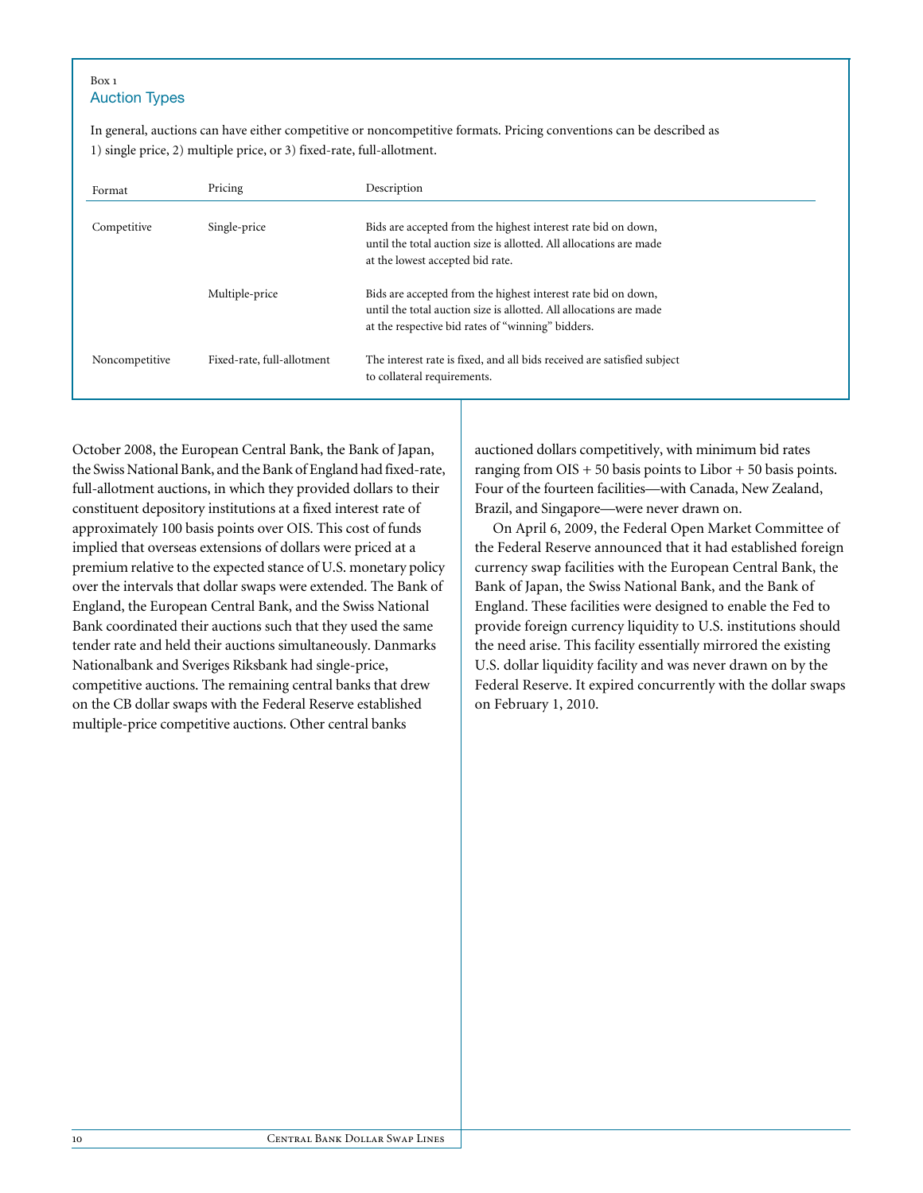Box 1

### Auction Types

In general, auctions can have either competitive or noncompetitive formats. Pricing conventions can be described as 1) single price, 2) multiple price, or 3) fixed-rate, full-allotment.

| Format | Pricing | Description |
|---|---|---|
| Competitive | Single-price | Bids are accepted from the highest interest rate bid on down, until the total auction size is allotted. All allocations are made at the lowest accepted bid rate. |
| | Multiple-price | Bids are accepted from the highest interest rate bid on down, until the total auction size is allotted. All allocations are made at the respective bid rates of "winning" bidders. |
| Noncompetitive | Fixed-rate, full-allotment | The interest rate is fixed, and all bids received are satisfied subject to collateral requirements. |

October 2008, the European Central Bank, the Bank of Japan, the Swiss National Bank, and the Bank of England had fixed-rate, full-allotment auctions, in which they provided dollars to their constituent depository institutions at a fixed interest rate of approximately 100 basis points over OIS. This cost of funds implied that overseas extensions of dollars were priced at a premium relative to the expected stance of U.S. monetary policy over the intervals that dollar swaps were extended. The Bank of England, the European Central Bank, and the Swiss National Bank coordinated their auctions such that they used the same tender rate and held their auctions simultaneously. Danmarks Nationalbank and Sveriges Riksbank had single-price, competitive auctions. The remaining central banks that drew on the CB dollar swaps with the Federal Reserve established multiple-price competitive auctions. Other central banks auctioned dollars competitively, with minimum bid rates ranging from OIS + 50 basis points to Libor + 50 basis points. Four of the fourteen facilities—with Canada, New Zealand, Brazil, and Singapore—were never drawn on.

On April 6, 2009, the Federal Open Market Committee of the Federal Reserve announced that it had established foreign currency swap facilities with the European Central Bank, the Bank of Japan, the Swiss National Bank, and the Bank of England. These facilities were designed to enable the Fed to provide foreign currency liquidity to U.S. institutions should the need arise. This facility essentially mirrored the existing U.S. dollar liquidity facility and was never drawn on by the Federal Reserve. It expired concurrently with the dollar swaps on February 1, 2010.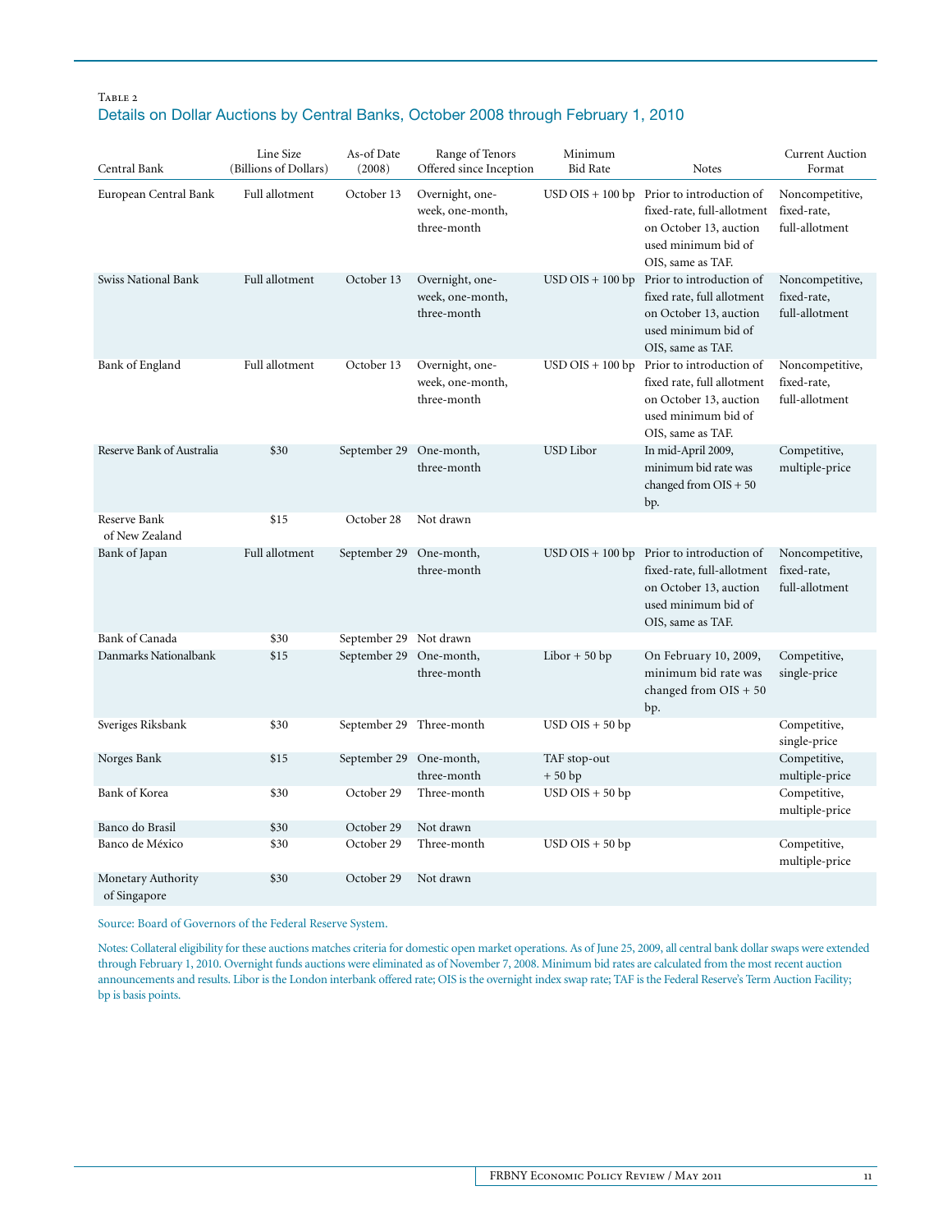Table 2

## Details on Dollar Auctions by Central Banks, October 2008 through February 1, 2010

| Central Bank | Line Size (Billions of Dollars) | As-of Date (2008) | Range of Tenors Offered since Inception | Minimum Bid Rate | Notes | Current Auction Format |
|---|---|---|---|---|---|---|
| European Central Bank | Full allotment | October 13 | Overnight, one-week, one-month, three-month | USD OIS + 100 bp | Prior to introduction of fixed-rate, full-allotment on October 13, auction used minimum bid of OIS, same as TAF. | Noncompetitive, fixed-rate, full-allotment |
| Swiss National Bank | Full allotment | October 13 | Overnight, one-week, one-month, three-month | USD OIS + 100 bp | Prior to introduction of fixed rate, full allotment on October 13, auction used minimum bid of OIS, same as TAF. | Noncompetitive, fixed-rate, full-allotment |
| Bank of England | Full allotment | October 13 | Overnight, one-week, one-month, three-month | USD OIS + 100 bp | Prior to introduction of fixed rate, full allotment on October 13, auction used minimum bid of OIS, same as TAF. | Noncompetitive, fixed-rate, full-allotment |
| Reserve Bank of Australia | $30 | September 29 | One-month, three-month | USD Libor | In mid-April 2009, minimum bid rate was changed from OIS + 50 bp. | Competitive, multiple-price |
| Reserve Bank of New Zealand | $15 | October 28 | Not drawn | | | |
| Bank of Japan | Full allotment | September 29 | One-month, three-month | USD OIS + 100 bp | Prior to introduction of fixed-rate, full-allotment on October 13, auction used minimum bid of OIS, same as TAF. | Noncompetitive, fixed-rate, full-allotment |
| Bank of Canada | $30 | September 29 | Not drawn | | | |
| Danmarks Nationalbank | $15 | September 29 | One-month, three-month | Libor + 50 bp | On February 10, 2009, minimum bid rate was changed from OIS + 50 bp. | Competitive, single-price |
| Sveriges Riksbank | $30 | September 29 | Three-month | USD OIS + 50 bp | | Competitive, single-price |
| Norges Bank | $15 | September 29 | One-month, three-month | TAF stop-out + 50 bp | | Competitive, multiple-price |
| Bank of Korea | $30 | October 29 | Three-month | USD OIS + 50 bp | | Competitive, multiple-price |
| Banco do Brasil | $30 | October 29 | Not drawn | | | |
| Banco de México | $30 | October 29 | Three-month | USD OIS + 50 bp | | Competitive, multiple-price |
| Monetary Authority of Singapore | $30 | October 29 | Not drawn | | | |

Source: Board of Governors of the Federal Reserve System.

Notes: Collateral eligibility for these auctions matches criteria for domestic open market operations. As of June 25, 2009, all central bank dollar swaps were extended through February 1, 2010. Overnight funds auctions were eliminated as of November 7, 2008. Minimum bid rates are calculated from the most recent auction announcements and results. Libor is the London interbank offered rate; OIS is the overnight index swap rate; TAF is the Federal Reserve's Term Auction Facility; bp is basis points.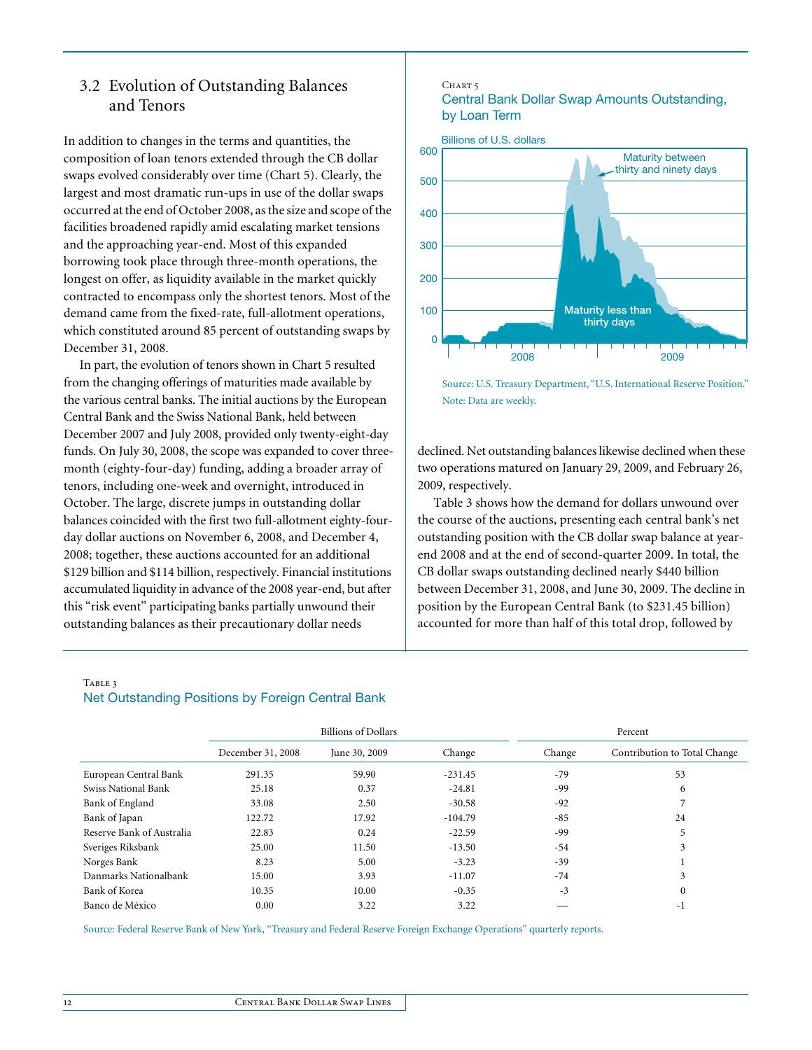## 3.2 Evolution of Outstanding Balances and Tenors

In addition to changes in the terms and quantities, the composition of loan tenors extended through the CB dollar swaps evolved considerably over time (Chart 5). Clearly, the largest and most dramatic run-ups in use of the dollar swaps occurred at the end of October 2008, as the size and scope of the facilities broadened rapidly amid escalating market tensions and the approaching year-end. Most of this expanded borrowing took place through three-month operations, the longest on offer, as liquidity available in the market quickly contracted to encompass only the shortest tenors. Most of the demand came from the fixed-rate, full-allotment operations, which constituted around 85 percent of outstanding swaps by December 31, 2008.

In part, the evolution of tenors shown in Chart 5 resulted from the changing offerings of maturities made available by the various central banks. The initial auctions by the European Central Bank and the Swiss National Bank, held between December 2007 and July 2008, provided only twenty-eight-day funds. On July 30, 2008, the scope was expanded to cover three-month (eighty-four-day) funding, adding a broader array of tenors, including one-week and overnight, introduced in October. The large, discrete jumps in outstanding dollar balances coincided with the first two full-allotment eighty-four-day dollar auctions on November 6, 2008, and December 4, 2008; together, these auctions accounted for an additional \$129 billion and \$114 billion, respectively. Financial institutions accumulated liquidity in advance of the 2008 year-end, but after this "risk event" participating banks partially unwound their outstanding balances as their precautionary dollar needs declined. Net outstanding balances likewise declined when these two operations matured on January 29, 2009, and February 26, 2009, respectively.

Chart 5

Central Bank Dollar Swap Amounts Outstanding, by Loan Term

Source: U.S. Treasury Department, "U.S. International Reserve Position."
Note: Data are weekly.

Table 3 shows how the demand for dollars unwound over the course of the auctions, presenting each central bank's net outstanding position with the CB dollar swap balance at year-end 2008 and at the end of second-quarter 2009. In total, the CB dollar swaps outstanding declined nearly \$440 billion between December 31, 2008, and June 30, 2009. The decline in position by the European Central Bank (to \$231.45 billion) accounted for more than half of this total drop, followed by

Table 3

Net Outstanding Positions by Foreign Central Bank

| | Billions of Dollars | | | Percent | |
|---|---|---|---|---|---|
| | December 31, 2008 | June 30, 2009 | Change | Change | Contribution to Total Change |
| European Central Bank | 291.35 | 59.90 | -231.45 | -79 | 53 |
| Swiss National Bank | 25.18 | 0.37 | -24.81 | -99 | 6 |
| Bank of England | 33.08 | 2.50 | -30.58 | -92 | 7 |
| Bank of Japan | 122.72 | 17.92 | -104.79 | -85 | 24 |
| Reserve Bank of Australia | 22.83 | 0.24 | -22.59 | -99 | 5 |
| Sveriges Riksbank | 25.00 | 11.50 | -13.50 | -54 | 3 |
| Norges Bank | 8.23 | 5.00 | -3.23 | -39 | 1 |
| Danmarks Nationalbank | 15.00 | 3.93 | -11.07 | -74 | 3 |
| Bank of Korea | 10.35 | 10.00 | -0.35 | -3 | 0 |
| Banco de México | 0.00 | 3.22 | 3.22 | — | -1 |

Source: Federal Reserve Bank of New York, "Treasury and Federal Reserve Foreign Exchange Operations" quarterly reports.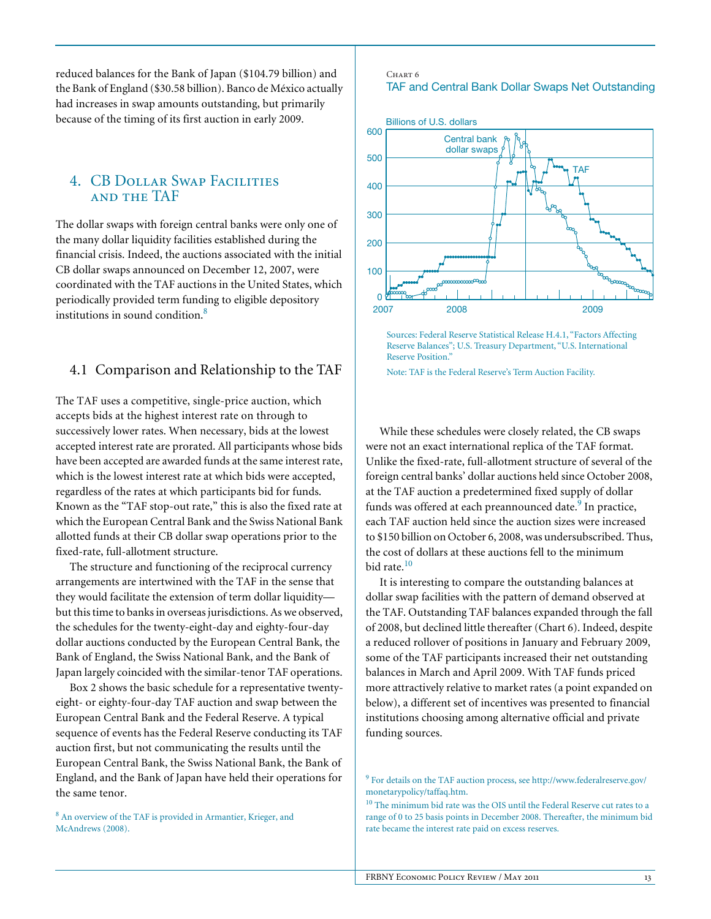reduced balances for the Bank of Japan ($104.79 billion) and the Bank of England ($30.58 billion). Banco de México actually had increases in swap amounts outstanding, but primarily because of the timing of its first auction in early 2009.

## 4. CB Dollar Swap Facilities and the TAF

The dollar swaps with foreign central banks were only one of the many dollar liquidity facilities established during the financial crisis. Indeed, the auctions associated with the initial CB dollar swaps announced on December 12, 2007, were coordinated with the TAF auctions in the United States, which periodically provided term funding to eligible depository institutions in sound condition.[8]

### 4.1 Comparison and Relationship to the TAF

The TAF uses a competitive, single-price auction, which accepts bids at the highest interest rate on through to successively lower rates. When necessary, bids at the lowest accepted interest rate are prorated. All participants whose bids have been accepted are awarded funds at the same interest rate, which is the lowest interest rate at which bids were accepted, regardless of the rates at which participants bid for funds. Known as the "TAF stop-out rate," this is also the fixed rate at which the European Central Bank and the Swiss National Bank allotted funds at their CB dollar swap operations prior to the fixed-rate, full-allotment structure.

The structure and functioning of the reciprocal currency arrangements are intertwined with the TAF in the sense that they would facilitate the extension of term dollar liquidity—but this time to banks in overseas jurisdictions. As we observed, the schedules for the twenty-eight-day and eighty-four-day dollar auctions conducted by the European Central Bank, the Bank of England, the Swiss National Bank, and the Bank of Japan largely coincided with the similar-tenor TAF operations.

Box 2 shows the basic schedule for a representative twenty-eight- or eighty-four-day TAF auction and swap between the European Central Bank and the Federal Reserve. A typical sequence of events has the Federal Reserve conducting its TAF auction first, but not communicating the results until the European Central Bank, the Swiss National Bank, the Bank of England, and the Bank of Japan have held their operations for the same tenor.

[8] An overview of the TAF is provided in Armantier, Krieger, and McAndrews (2008).

Chart 6

TAF and Central Bank Dollar Swaps Net Outstanding

Sources: Federal Reserve Statistical Release H.4.1, "Factors Affecting Reserve Balances"; U.S. Treasury Department, "U.S. International Reserve Position."

Note: TAF is the Federal Reserve's Term Auction Facility.

While these schedules were closely related, the CB swaps were not an exact international replica of the TAF format. Unlike the fixed-rate, full-allotment structure of several of the foreign central banks' dollar auctions held since October 2008, at the TAF auction a predetermined fixed supply of dollar funds was offered at each preannounced date.[9] In practice, each TAF auction held since the auction sizes were increased to $150 billion on October 6, 2008, was undersubscribed. Thus, the cost of dollars at these auctions fell to the minimum bid rate.[10]

It is interesting to compare the outstanding balances at dollar swap facilities with the pattern of demand observed at the TAF. Outstanding TAF balances expanded through the fall of 2008, but declined little thereafter (Chart 6). Indeed, despite a reduced rollover of positions in January and February 2009, some of the TAF participants increased their net outstanding balances in March and April 2009. With TAF funds priced more attractively relative to market rates (a point expanded on below), a different set of incentives was presented to financial institutions choosing among alternative official and private funding sources.

[9] For details on the TAF auction process, see http://www.federalreserve.gov/monetarypolicy/taffaq.htm.

[10] The minimum bid rate was the OIS until the Federal Reserve cut rates to a range of 0 to 25 basis points in December 2008. Thereafter, the minimum bid rate became the interest rate paid on excess reserves.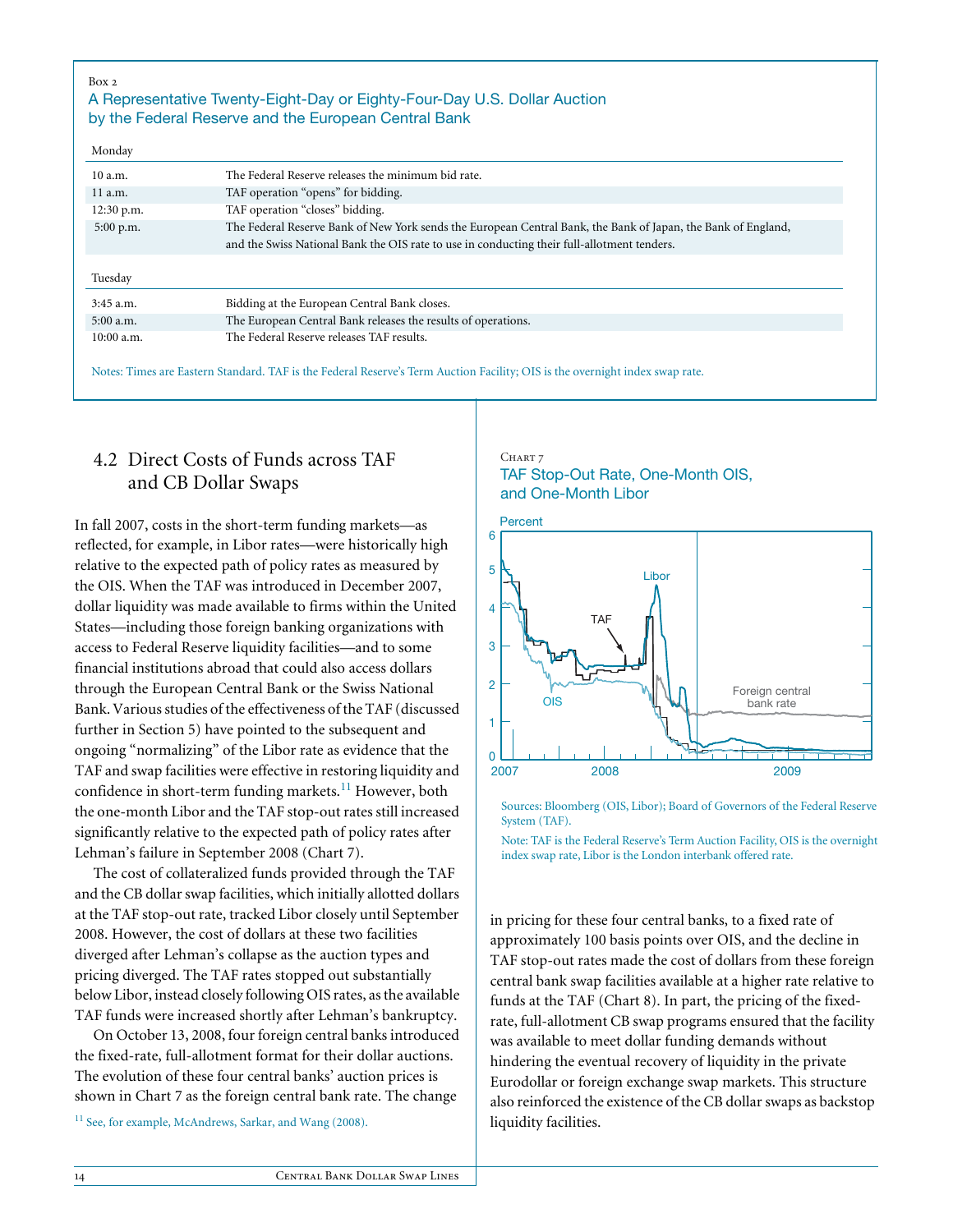Box 2

### A Representative Twenty-Eight-Day or Eighty-Four-Day U.S. Dollar Auction by the Federal Reserve and the European Central Bank

| Monday | |
|---|---|
| 10 a.m. | The Federal Reserve releases the minimum bid rate. |
| 11 a.m. | TAF operation "opens" for bidding. |
| 12:30 p.m. | TAF operation "closes" bidding. |
| 5:00 p.m. | The Federal Reserve Bank of New York sends the European Central Bank, the Bank of Japan, the Bank of England, and the Swiss National Bank the OIS rate to use in conducting their full-allotment tenders. |

| Tuesday | |
|---|---|
| 3:45 a.m. | Bidding at the European Central Bank closes. |
| 5:00 a.m. | The European Central Bank releases the results of operations. |
| 10:00 a.m. | The Federal Reserve releases TAF results. |

Notes: Times are Eastern Standard. TAF is the Federal Reserve's Term Auction Facility; OIS is the overnight index swap rate.

## 4.2 Direct Costs of Funds across TAF and CB Dollar Swaps

In fall 2007, costs in the short-term funding markets—as reflected, for example, in Libor rates—were historically high relative to the expected path of policy rates as measured by the OIS. When the TAF was introduced in December 2007, dollar liquidity was made available to firms within the United States—including those foreign banking organizations with access to Federal Reserve liquidity facilities—and to some financial institutions abroad that could also access dollars through the European Central Bank or the Swiss National Bank. Various studies of the effectiveness of the TAF (discussed further in Section 5) have pointed to the subsequent and ongoing "normalizing" of the Libor rate as evidence that the TAF and swap facilities were effective in restoring liquidity and confidence in short-term funding markets.[11] However, both the one-month Libor and the TAF stop-out rates still increased significantly relative to the expected path of policy rates after Lehman's failure in September 2008 (Chart 7).

The cost of collateralized funds provided through the TAF and the CB dollar swap facilities, which initially allotted dollars at the TAF stop-out rate, tracked Libor closely until September 2008. However, the cost of dollars at these two facilities diverged after Lehman's collapse as the auction types and pricing diverged. The TAF rates stopped out substantially below Libor, instead closely following OIS rates, as the available TAF funds were increased shortly after Lehman's bankruptcy.

On October 13, 2008, four foreign central banks introduced the fixed-rate, full-allotment format for their dollar auctions. The evolution of these four central banks' auction prices is shown in Chart 7 as the foreign central bank rate. The change in pricing for these four central banks, to a fixed rate of approximately 100 basis points over OIS, and the decline in TAF stop-out rates made the cost of dollars from these foreign central bank swap facilities available at a higher rate relative to funds at the TAF (Chart 8). In part, the pricing of the fixed-rate, full-allotment CB swap programs ensured that the facility was available to meet dollar funding demands without hindering the eventual recovery of liquidity in the private Eurodollar or foreign exchange swap markets. This structure also reinforced the existence of the CB dollar swaps as backstop liquidity facilities.

[11] See, for example, McAndrews, Sarkar, and Wang (2008).

Chart 7

TAF Stop-Out Rate, One-Month OIS, and One-Month Libor

Sources: Bloomberg (OIS, Libor); Board of Governors of the Federal Reserve System (TAF).

Note: TAF is the Federal Reserve's Term Auction Facility, OIS is the overnight index swap rate, Libor is the London interbank offered rate.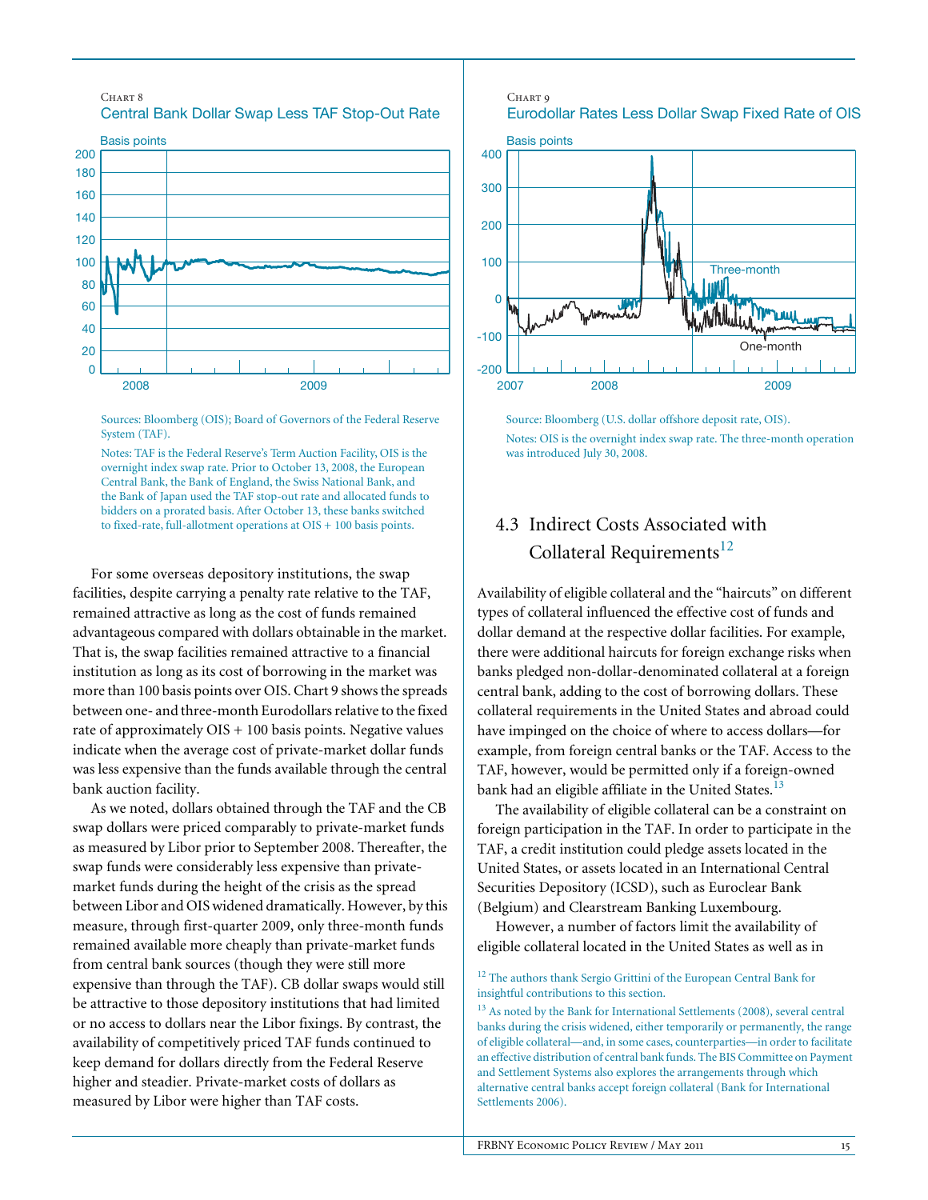Chart 8

Central Bank Dollar Swap Less TAF Stop-Out Rate

Sources: Bloomberg (OIS); Board of Governors of the Federal Reserve System (TAF).

Notes: TAF is the Federal Reserve's Term Auction Facility, OIS is the overnight index swap rate. Prior to October 13, 2008, the European Central Bank, the Bank of England, the Swiss National Bank, and the Bank of Japan used the TAF stop-out rate and allocated funds to bidders on a prorated basis. After October 13, these banks switched to fixed-rate, full-allotment operations at OIS + 100 basis points.

For some overseas depository institutions, the swap facilities, despite carrying a penalty rate relative to the TAF, remained attractive as long as the cost of funds remained advantageous compared with dollars obtainable in the market. That is, the swap facilities remained attractive to a financial institution as long as its cost of borrowing in the market was more than 100 basis points over OIS. Chart 9 shows the spreads between one- and three-month Eurodollars relative to the fixed rate of approximately OIS + 100 basis points. Negative values indicate when the average cost of private-market dollar funds was less expensive than the funds available through the central bank auction facility.

As we noted, dollars obtained through the TAF and the CB swap dollars were priced comparably to private-market funds as measured by Libor prior to September 2008. Thereafter, the swap funds were considerably less expensive than private-market funds during the height of the crisis as the spread between Libor and OIS widened dramatically. However, by this measure, through first-quarter 2009, only three-month funds remained available more cheaply than private-market funds from central bank sources (though they were still more expensive than through the TAF). CB dollar swaps would still be attractive to those depository institutions that had limited or no access to dollars near the Libor fixings. By contrast, the availability of competitively priced TAF funds continued to keep demand for dollars directly from the Federal Reserve higher and steadier. Private-market costs of dollars as measured by Libor were higher than TAF costs.

Chart 9

Eurodollar Rates Less Dollar Swap Fixed Rate of OIS

Source: Bloomberg (U.S. dollar offshore deposit rate, OIS).

Notes: OIS is the overnight index swap rate. The three-month operation was introduced July 30, 2008.

## 4.3 Indirect Costs Associated with Collateral Requirements[12]

Availability of eligible collateral and the "haircuts" on different types of collateral influenced the effective cost of funds and dollar demand at the respective dollar facilities. For example, there were additional haircuts for foreign exchange risks when banks pledged non-dollar-denominated collateral at a foreign central bank, adding to the cost of borrowing dollars. These collateral requirements in the United States and abroad could have impinged on the choice of where to access dollars—for example, from foreign central banks or the TAF. Access to the TAF, however, would be permitted only if a foreign-owned bank had an eligible affiliate in the United States.[13]

The availability of eligible collateral can be a constraint on foreign participation in the TAF. In order to participate in the TAF, a credit institution could pledge assets located in the United States, or assets located in an International Central Securities Depository (ICSD), such as Euroclear Bank (Belgium) and Clearstream Banking Luxembourg.

However, a number of factors limit the availability of eligible collateral located in the United States as well as in

[12] The authors thank Sergio Grittini of the European Central Bank for insightful contributions to this section.

[13] As noted by the Bank for International Settlements (2008), several central banks during the crisis widened, either temporarily or permanently, the range of eligible collateral—and, in some cases, counterparties—in order to facilitate an effective distribution of central bank funds. The BIS Committee on Payment and Settlement Systems also explores the arrangements through which alternative central banks accept foreign collateral (Bank for International Settlements 2006).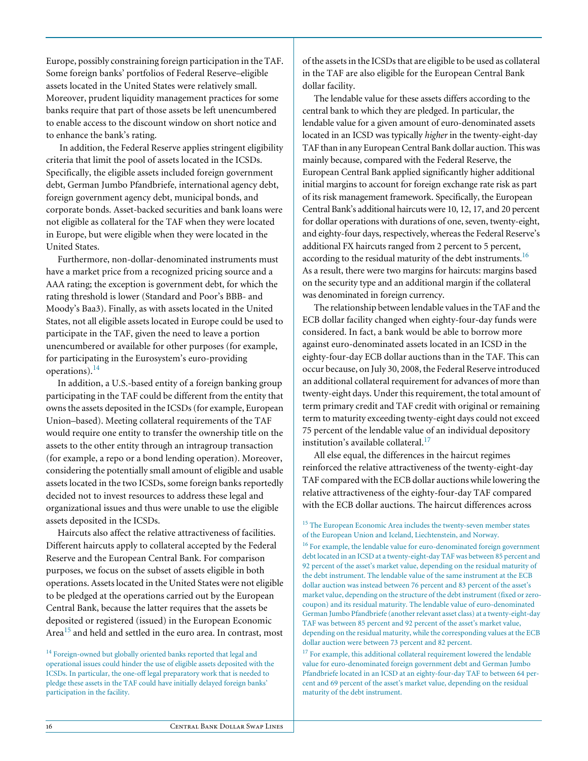Europe, possibly constraining foreign participation in the TAF. Some foreign banks' portfolios of Federal Reserve–eligible assets located in the United States were relatively small. Moreover, prudent liquidity management practices for some banks require that part of those assets be left unencumbered to enable access to the discount window on short notice and to enhance the bank's rating.

In addition, the Federal Reserve applies stringent eligibility criteria that limit the pool of assets located in the ICSDs. Specifically, the eligible assets included foreign government debt, German Jumbo Pfandbriefe, international agency debt, foreign government agency debt, municipal bonds, and corporate bonds. Asset-backed securities and bank loans were not eligible as collateral for the TAF when they were located in Europe, but were eligible when they were located in the United States.

Furthermore, non-dollar-denominated instruments must have a market price from a recognized pricing source and a AAA rating; the exception is government debt, for which the rating threshold is lower (Standard and Poor's BBB- and Moody's Baa3). Finally, as with assets located in the United States, not all eligible assets located in Europe could be used to participate in the TAF, given the need to leave a portion unencumbered or available for other purposes (for example, for participating in the Eurosystem's euro-providing operations).[14]

In addition, a U.S.-based entity of a foreign banking group participating in the TAF could be different from the entity that owns the assets deposited in the ICSDs (for example, European Union–based). Meeting collateral requirements of the TAF would require one entity to transfer the ownership title on the assets to the other entity through an intragroup transaction (for example, a repo or a bond lending operation). Moreover, considering the potentially small amount of eligible and usable assets located in the two ICSDs, some foreign banks reportedly decided not to invest resources to address these legal and organizational issues and thus were unable to use the eligible assets deposited in the ICSDs.

Haircuts also affect the relative attractiveness of facilities. Different haircuts apply to collateral accepted by the Federal Reserve and the European Central Bank. For comparison purposes, we focus on the subset of assets eligible in both operations. Assets located in the United States were not eligible to be pledged at the operations carried out by the European Central Bank, because the latter requires that the assets be deposited or registered (issued) in the European Economic Area[15] and held and settled in the euro area. In contrast, most of the assets in the ICSDs that are eligible to be used as collateral in the TAF are also eligible for the European Central Bank dollar facility.

The lendable value for these assets differs according to the central bank to which they are pledged. In particular, the lendable value for a given amount of euro-denominated assets located in an ICSD was typically *higher* in the twenty-eight-day TAF than in any European Central Bank dollar auction. This was mainly because, compared with the Federal Reserve, the European Central Bank applied significantly higher additional initial margins to account for foreign exchange rate risk as part of its risk management framework. Specifically, the European Central Bank's additional haircuts were 10, 12, 17, and 20 percent for dollar operations with durations of one, seven, twenty-eight, and eighty-four days, respectively, whereas the Federal Reserve's additional FX haircuts ranged from 2 percent to 5 percent, according to the residual maturity of the debt instruments.[16] As a result, there were two margins for haircuts: margins based on the security type and an additional margin if the collateral was denominated in foreign currency.

The relationship between lendable values in the TAF and the ECB dollar facility changed when eighty-four-day funds were considered. In fact, a bank would be able to borrow more against euro-denominated assets located in an ICSD in the eighty-four-day ECB dollar auctions than in the TAF. This can occur because, on July 30, 2008, the Federal Reserve introduced an additional collateral requirement for advances of more than twenty-eight days. Under this requirement, the total amount of term primary credit and TAF credit with original or remaining term to maturity exceeding twenty-eight days could not exceed 75 percent of the lendable value of an individual depository institution's available collateral.[17]

All else equal, the differences in the haircut regimes reinforced the relative attractiveness of the twenty-eight-day TAF compared with the ECB dollar auctions while lowering the relative attractiveness of the eighty-four-day TAF compared with the ECB dollar auctions. The haircut differences across

[14] Foreign-owned but globally oriented banks reported that legal and operational issues could hinder the use of eligible assets deposited with the ICSDs. In particular, the one-off legal preparatory work that is needed to pledge these assets in the TAF could have initially delayed foreign banks' participation in the facility.

[15] The European Economic Area includes the twenty-seven member states of the European Union and Iceland, Liechtenstein, and Norway.

[16] For example, the lendable value for euro-denominated foreign government debt located in an ICSD at a twenty-eight-day TAF was between 85 percent and 92 percent of the asset's market value, depending on the residual maturity of the debt instrument. The lendable value of the same instrument at the ECB dollar auction was instead between 76 percent and 83 percent of the asset's market value, depending on the structure of the debt instrument (fixed or zero-coupon) and its residual maturity. The lendable value of euro-denominated German Jumbo Pfandbriefe (another relevant asset class) at a twenty-eight-day TAF was between 85 percent and 92 percent of the asset's market value, depending on the residual maturity, while the corresponding values at the ECB dollar auction were between 73 percent and 82 percent.

[17] For example, this additional collateral requirement lowered the lendable value for euro-denominated foreign government debt and German Jumbo Pfandbriefe located in an ICSD at an eighty-four-day TAF to between 64 percent and 69 percent of the asset's market value, depending on the residual maturity of the debt instrument.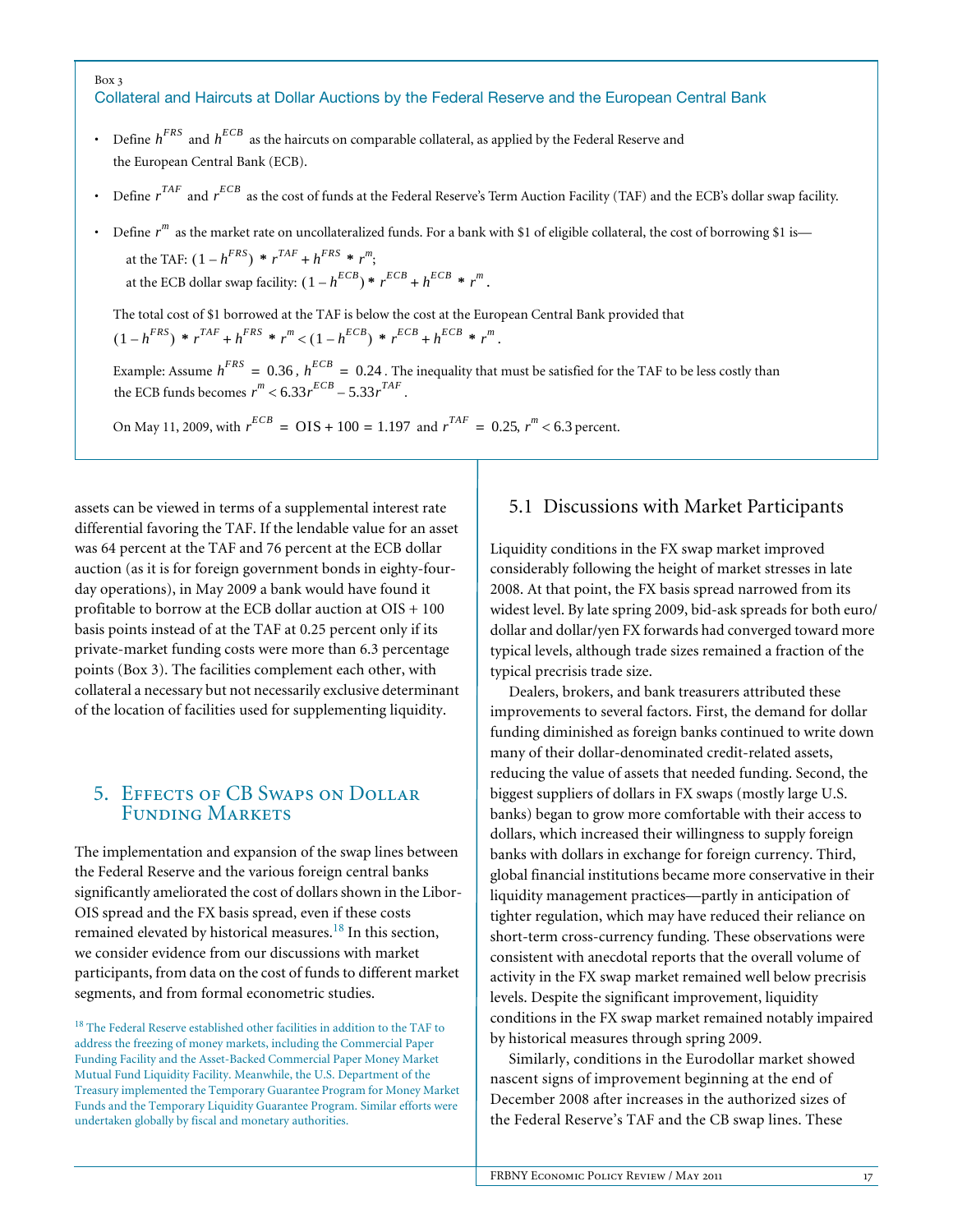Box 3

**Collateral and Haircuts at Dollar Auctions by the Federal Reserve and the European Central Bank**

- Define $h^{FRS}$ and $h^{ECB}$ as the haircuts on comparable collateral, as applied by the Federal Reserve and the European Central Bank (ECB).
- Define $r^{TAF}$ and $r^{ECB}$ as the cost of funds at the Federal Reserve's Term Auction Facility (TAF) and the ECB's dollar swap facility.
- Define $r^{m}$ as the market rate on uncollateralized funds. For a bank with $1 of eligible collateral, the cost of borrowing $1 is—

  at the TAF: $(1 - h^{FRS}) * r^{TAF} + h^{FRS} * r^{m}$;

  at the ECB dollar swap facility: $(1 - h^{ECB}) * r^{ECB} + h^{ECB} * r^{m}$.

The total cost of $1 borrowed at the TAF is below the cost at the European Central Bank provided that

$(1 - h^{FRS}) * r^{TAF} + h^{FRS} * r^{m} < (1 - h^{ECB}) * r^{ECB} + h^{ECB} * r^{m}$.

Example: Assume $h^{FRS} = 0.36$, $h^{ECB} = 0.24$. The inequality that must be satisfied for the TAF to be less costly than the ECB funds becomes $r^{m} < 6.33 r^{ECB} - 5.33 r^{TAF}$.

On May 11, 2009, with $r^{ECB} = \text{OIS} + 100 = 1.197$ and $r^{TAF} = 0.25$, $r^{m} < 6.3$ percent.

assets can be viewed in terms of a supplemental interest rate differential favoring the TAF. If the lendable value for an asset was 64 percent at the TAF and 76 percent at the ECB dollar auction (as it is for foreign government bonds in eighty-four-day operations), in May 2009 a bank would have found it profitable to borrow at the ECB dollar auction at OIS + 100 basis points instead of at the TAF at 0.25 percent only if its private-market funding costs were more than 6.3 percentage points (Box 3). The facilities complement each other, with collateral a necessary but not necessarily exclusive determinant of the location of facilities used for supplementing liquidity.

## 5. Effects of CB Swaps on Dollar Funding Markets

The implementation and expansion of the swap lines between the Federal Reserve and the various foreign central banks significantly ameliorated the cost of dollars shown in the Libor-OIS spread and the FX basis spread, even if these costs remained elevated by historical measures.[18] In this section, we consider evidence from our discussions with market participants, from data on the cost of funds to different market segments, and from formal econometric studies.

[18] The Federal Reserve established other facilities in addition to the TAF to address the freezing of money markets, including the Commercial Paper Funding Facility and the Asset-Backed Commercial Paper Money Market Mutual Fund Liquidity Facility. Meanwhile, the U.S. Department of the Treasury implemented the Temporary Guarantee Program for Money Market Funds and the Temporary Liquidity Guarantee Program. Similar efforts were undertaken globally by fiscal and monetary authorities.

### 5.1 Discussions with Market Participants

Liquidity conditions in the FX swap market improved considerably following the height of market stresses in late 2008. At that point, the FX basis spread narrowed from its widest level. By late spring 2009, bid-ask spreads for both euro/dollar and dollar/yen FX forwards had converged toward more typical levels, although trade sizes remained a fraction of the typical precrisis trade size.

Dealers, brokers, and bank treasurers attributed these improvements to several factors. First, the demand for dollar funding diminished as foreign banks continued to write down many of their dollar-denominated credit-related assets, reducing the value of assets that needed funding. Second, the biggest suppliers of dollars in FX swaps (mostly large U.S. banks) began to grow more comfortable with their access to dollars, which increased their willingness to supply foreign banks with dollars in exchange for foreign currency. Third, global financial institutions became more conservative in their liquidity management practices—partly in anticipation of tighter regulation, which may have reduced their reliance on short-term cross-currency funding. These observations were consistent with anecdotal reports that the overall volume of activity in the FX swap market remained well below precrisis levels. Despite the significant improvement, liquidity conditions in the FX swap market remained notably impaired by historical measures through spring 2009.

Similarly, conditions in the Eurodollar market showed nascent signs of improvement beginning at the end of December 2008 after increases in the authorized sizes of the Federal Reserve's TAF and the CB swap lines. These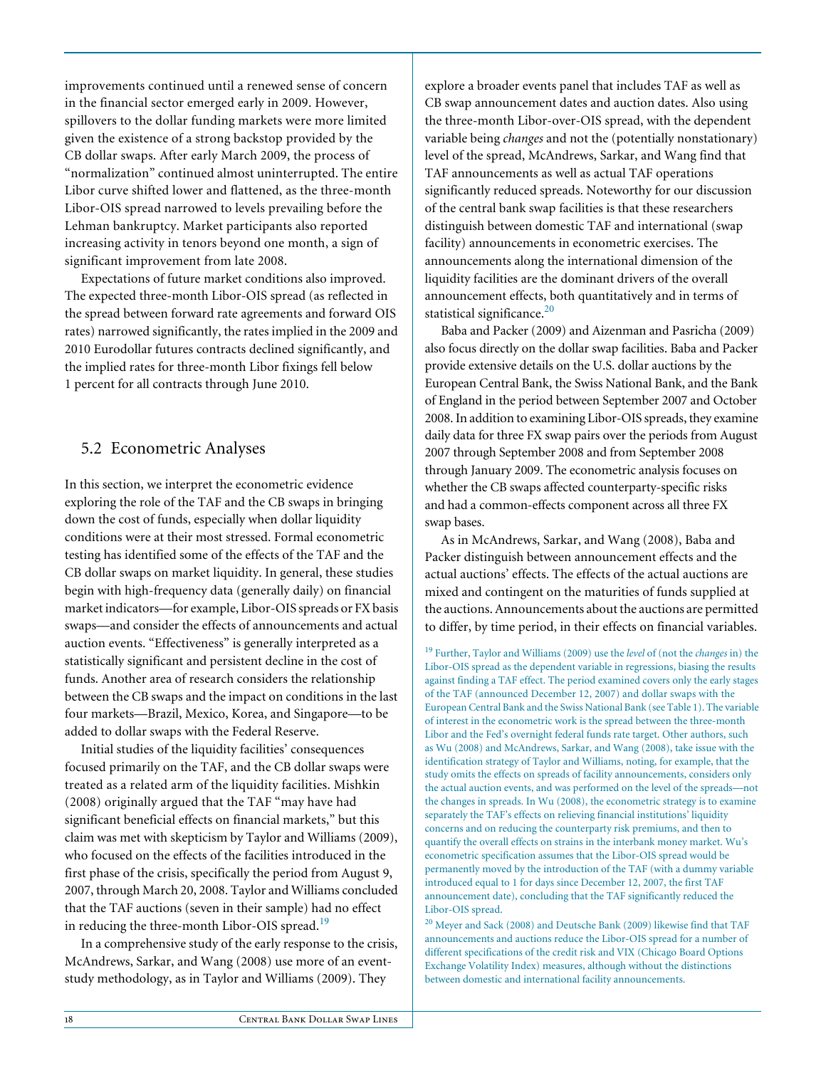improvements continued until a renewed sense of concern in the financial sector emerged early in 2009. However, spillovers to the dollar funding markets were more limited given the existence of a strong backstop provided by the CB dollar swaps. After early March 2009, the process of "normalization" continued almost uninterrupted. The entire Libor curve shifted lower and flattened, as the three-month Libor-OIS spread narrowed to levels prevailing before the Lehman bankruptcy. Market participants also reported increasing activity in tenors beyond one month, a sign of significant improvement from late 2008.

Expectations of future market conditions also improved. The expected three-month Libor-OIS spread (as reflected in the spread between forward rate agreements and forward OIS rates) narrowed significantly, the rates implied in the 2009 and 2010 Eurodollar futures contracts declined significantly, and the implied rates for three-month Libor fixings fell below 1 percent for all contracts through June 2010.

## 5.2 Econometric Analyses

In this section, we interpret the econometric evidence exploring the role of the TAF and the CB swaps in bringing down the cost of funds, especially when dollar liquidity conditions were at their most stressed. Formal econometric testing has identified some of the effects of the TAF and the CB dollar swaps on market liquidity. In general, these studies begin with high-frequency data (generally daily) on financial market indicators—for example, Libor-OIS spreads or FX basis swaps—and consider the effects of announcements and actual auction events. "Effectiveness" is generally interpreted as a statistically significant and persistent decline in the cost of funds. Another area of research considers the relationship between the CB swaps and the impact on conditions in the last four markets—Brazil, Mexico, Korea, and Singapore—to be added to dollar swaps with the Federal Reserve.

Initial studies of the liquidity facilities' consequences focused primarily on the TAF, and the CB dollar swaps were treated as a related arm of the liquidity facilities. Mishkin (2008) originally argued that the TAF "may have had significant beneficial effects on financial markets," but this claim was met with skepticism by Taylor and Williams (2009), who focused on the effects of the facilities introduced in the first phase of the crisis, specifically the period from August 9, 2007, through March 20, 2008. Taylor and Williams concluded that the TAF auctions (seven in their sample) had no effect in reducing the three-month Libor-OIS spread.[19]

In a comprehensive study of the early response to the crisis, McAndrews, Sarkar, and Wang (2008) use more of an event-study methodology, as in Taylor and Williams (2009). They explore a broader events panel that includes TAF as well as CB swap announcement dates and auction dates. Also using the three-month Libor-over-OIS spread, with the dependent variable being *changes* and not the (potentially nonstationary) level of the spread, McAndrews, Sarkar, and Wang find that TAF announcements as well as actual TAF operations significantly reduced spreads. Noteworthy for our discussion of the central bank swap facilities is that these researchers distinguish between domestic TAF and international (swap facility) announcements in econometric exercises. The announcements along the international dimension of the liquidity facilities are the dominant drivers of the overall announcement effects, both quantitatively and in terms of statistical significance.[20]

Baba and Packer (2009) and Aizenman and Pasricha (2009) also focus directly on the dollar swap facilities. Baba and Packer provide extensive details on the U.S. dollar auctions by the European Central Bank, the Swiss National Bank, and the Bank of England in the period between September 2007 and October 2008. In addition to examining Libor-OIS spreads, they examine daily data for three FX swap pairs over the periods from August 2007 through September 2008 and from September 2008 through January 2009. The econometric analysis focuses on whether the CB swaps affected counterparty-specific risks and had a common-effects component across all three FX swap bases.

As in McAndrews, Sarkar, and Wang (2008), Baba and Packer distinguish between announcement effects and the actual auctions' effects. The effects of the actual auctions are mixed and contingent on the maturities of funds supplied at the auctions. Announcements about the auctions are permitted to differ, by time period, in their effects on financial variables.

[19] Further, Taylor and Williams (2009) use the *level* of (not the *changes* in) the Libor-OIS spread as the dependent variable in regressions, biasing the results against finding a TAF effect. The period examined covers only the early stages of the TAF (announced December 12, 2007) and dollar swaps with the European Central Bank and the Swiss National Bank (see Table 1). The variable of interest in the econometric work is the spread between the three-month Libor and the Fed's overnight federal funds rate target. Other authors, such as Wu (2008) and McAndrews, Sarkar, and Wang (2008), take issue with the identification strategy of Taylor and Williams, noting, for example, that the study omits the effects on spreads of facility announcements, considers only the actual auction events, and was performed on the level of the spreads—not the changes in spreads. In Wu (2008), the econometric strategy is to examine separately the TAF's effects on relieving financial institutions' liquidity concerns and on reducing the counterparty risk premiums, and then to quantify the overall effects on strains in the interbank money market. Wu's econometric specification assumes that the Libor-OIS spread would be permanently moved by the introduction of the TAF (with a dummy variable introduced equal to 1 for days since December 12, 2007, the first TAF announcement date), concluding that the TAF significantly reduced the Libor-OIS spread.

[20] Meyer and Sack (2008) and Deutsche Bank (2009) likewise find that TAF announcements and auctions reduce the Libor-OIS spread for a number of different specifications of the credit risk and VIX (Chicago Board Options Exchange Volatility Index) measures, although without the distinctions between domestic and international facility announcements.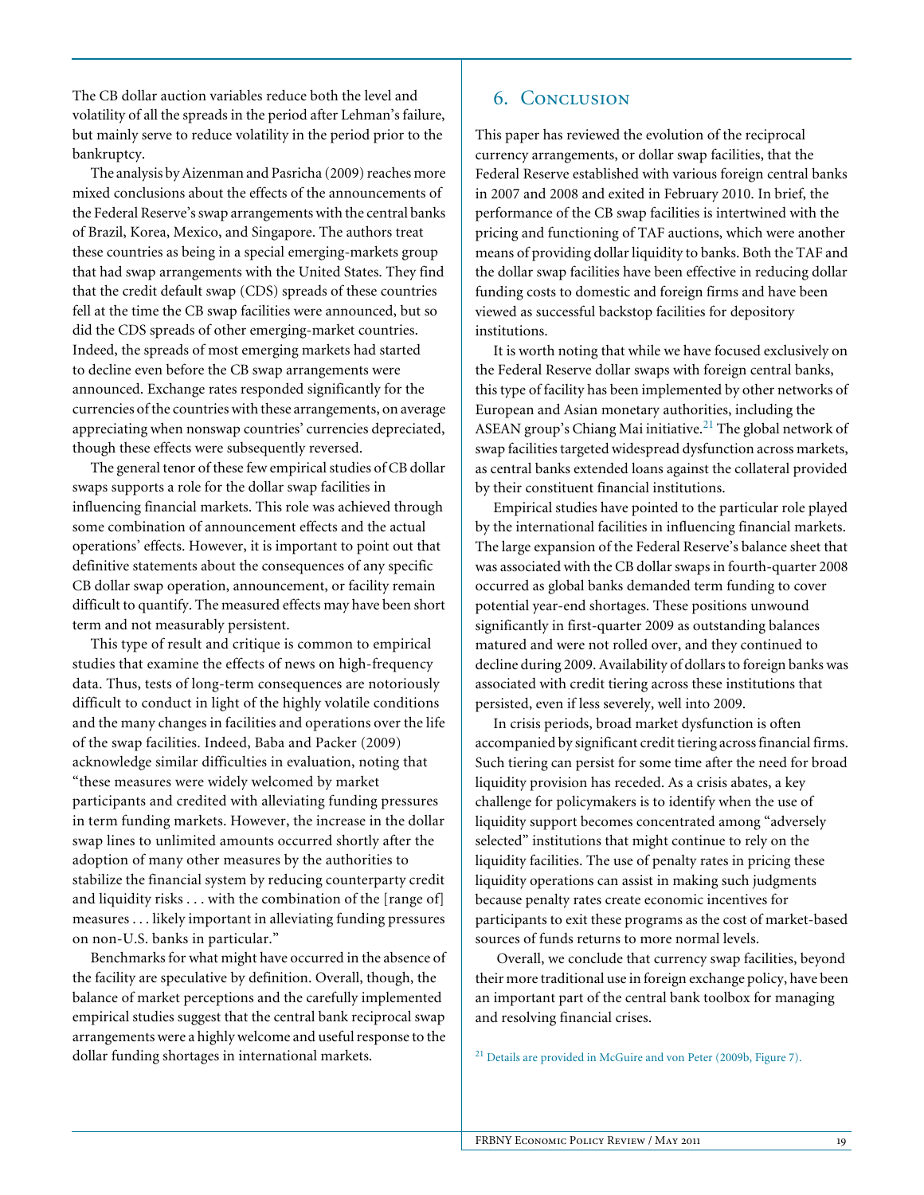The CB dollar auction variables reduce both the level and volatility of all the spreads in the period after Lehman's failure, but mainly serve to reduce volatility in the period prior to the bankruptcy.

The analysis by Aizenman and Pasricha (2009) reaches more mixed conclusions about the effects of the announcements of the Federal Reserve's swap arrangements with the central banks of Brazil, Korea, Mexico, and Singapore. The authors treat these countries as being in a special emerging-markets group that had swap arrangements with the United States. They find that the credit default swap (CDS) spreads of these countries fell at the time the CB swap facilities were announced, but so did the CDS spreads of other emerging-market countries. Indeed, the spreads of most emerging markets had started to decline even before the CB swap arrangements were announced. Exchange rates responded significantly for the currencies of the countries with these arrangements, on average appreciating when nonswap countries' currencies depreciated, though these effects were subsequently reversed.

The general tenor of these few empirical studies of CB dollar swaps supports a role for the dollar swap facilities in influencing financial markets. This role was achieved through some combination of announcement effects and the actual operations' effects. However, it is important to point out that definitive statements about the consequences of any specific CB dollar swap operation, announcement, or facility remain difficult to quantify. The measured effects may have been short term and not measurably persistent.

This type of result and critique is common to empirical studies that examine the effects of news on high-frequency data. Thus, tests of long-term consequences are notoriously difficult to conduct in light of the highly volatile conditions and the many changes in facilities and operations over the life of the swap facilities. Indeed, Baba and Packer (2009) acknowledge similar difficulties in evaluation, noting that "these measures were widely welcomed by market participants and credited with alleviating funding pressures in term funding markets. However, the increase in the dollar swap lines to unlimited amounts occurred shortly after the adoption of many other measures by the authorities to stabilize the financial system by reducing counterparty credit and liquidity risks . . . with the combination of the [range of] measures . . . likely important in alleviating funding pressures on non-U.S. banks in particular."

Benchmarks for what might have occurred in the absence of the facility are speculative by definition. Overall, though, the balance of market perceptions and the carefully implemented empirical studies suggest that the central bank reciprocal swap arrangements were a highly welcome and useful response to the dollar funding shortages in international markets.

## 6. Conclusion

This paper has reviewed the evolution of the reciprocal currency arrangements, or dollar swap facilities, that the Federal Reserve established with various foreign central banks in 2007 and 2008 and exited in February 2010. In brief, the performance of the CB swap facilities is intertwined with the pricing and functioning of TAF auctions, which were another means of providing dollar liquidity to banks. Both the TAF and the dollar swap facilities have been effective in reducing dollar funding costs to domestic and foreign firms and have been viewed as successful backstop facilities for depository institutions.

It is worth noting that while we have focused exclusively on the Federal Reserve dollar swaps with foreign central banks, this type of facility has been implemented by other networks of European and Asian monetary authorities, including the ASEAN group's Chiang Mai initiative.[21] The global network of swap facilities targeted widespread dysfunction across markets, as central banks extended loans against the collateral provided by their constituent financial institutions.

Empirical studies have pointed to the particular role played by the international facilities in influencing financial markets. The large expansion of the Federal Reserve's balance sheet that was associated with the CB dollar swaps in fourth-quarter 2008 occurred as global banks demanded term funding to cover potential year-end shortages. These positions unwound significantly in first-quarter 2009 as outstanding balances matured and were not rolled over, and they continued to decline during 2009. Availability of dollars to foreign banks was associated with credit tiering across these institutions that persisted, even if less severely, well into 2009.

In crisis periods, broad market dysfunction is often accompanied by significant credit tiering across financial firms. Such tiering can persist for some time after the need for broad liquidity provision has receded. As a crisis abates, a key challenge for policymakers is to identify when the use of liquidity support becomes concentrated among "adversely selected" institutions that might continue to rely on the liquidity facilities. The use of penalty rates in pricing these liquidity operations can assist in making such judgments because penalty rates create economic incentives for participants to exit these programs as the cost of market-based sources of funds returns to more normal levels.

Overall, we conclude that currency swap facilities, beyond their more traditional use in foreign exchange policy, have been an important part of the central bank toolbox for managing and resolving financial crises.

[21] Details are provided in McGuire and von Peter (2009b, Figure 7).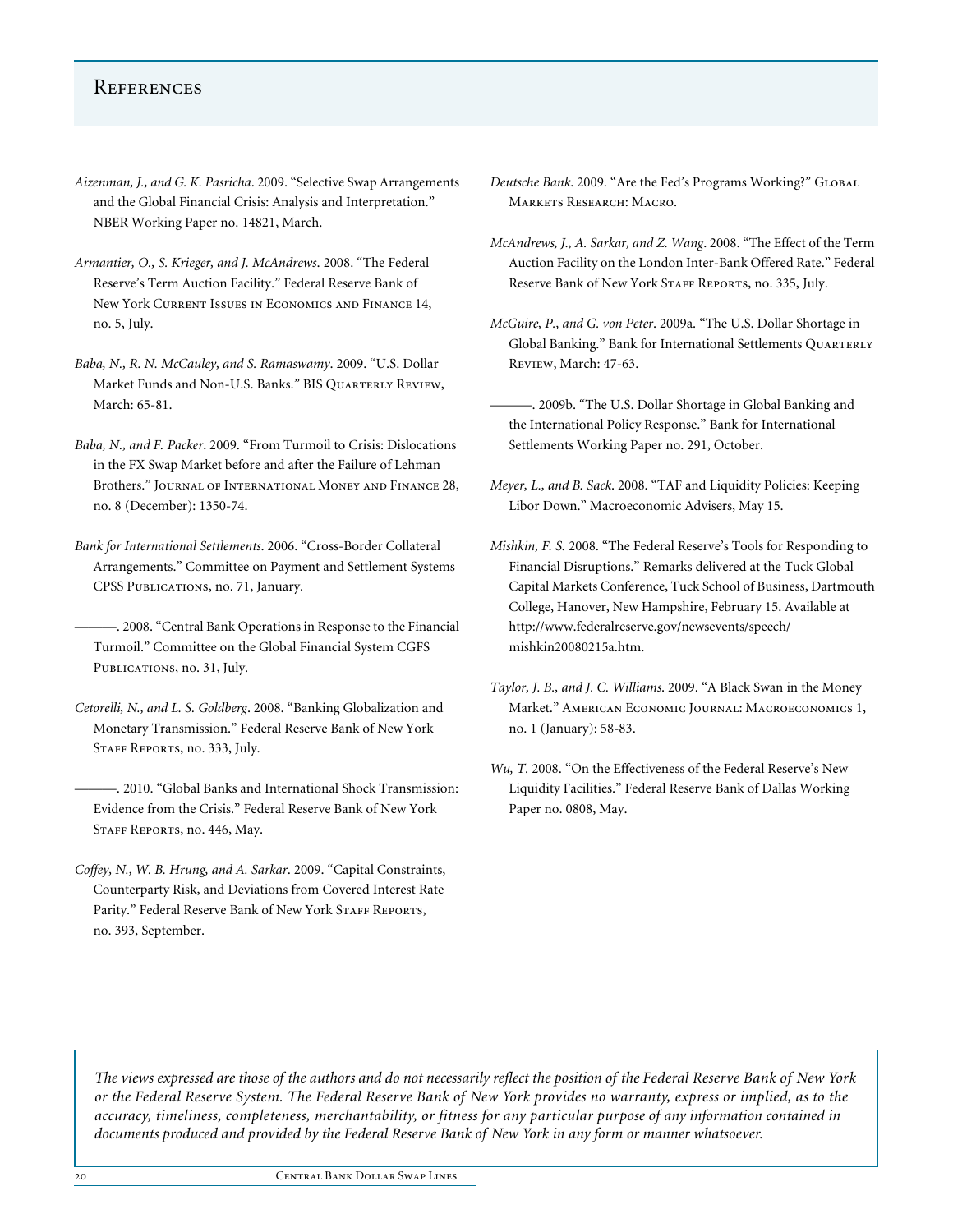# References

*Aizenman, J., and G. K. Pasricha*. 2009. "Selective Swap Arrangements and the Global Financial Crisis: Analysis and Interpretation." NBER Working Paper no. 14821, March.

*Armantier, O., S. Krieger, and J. McAndrews*. 2008. "The Federal Reserve's Term Auction Facility." Federal Reserve Bank of New York Current Issues in Economics and Finance 14, no. 5, July.

*Baba, N., R. N. McCauley, and S. Ramaswamy*. 2009. "U.S. Dollar Market Funds and Non-U.S. Banks." BIS Quarterly Review, March: 65-81.

*Baba, N., and F. Packer*. 2009. "From Turmoil to Crisis: Dislocations in the FX Swap Market before and after the Failure of Lehman Brothers." Journal of International Money and Finance 28, no. 8 (December): 1350-74.

*Bank for International Settlements*. 2006. "Cross-Border Collateral Arrangements." Committee on Payment and Settlement Systems CPSS Publications, no. 71, January.

———. 2008. "Central Bank Operations in Response to the Financial Turmoil." Committee on the Global Financial System CGFS Publications, no. 31, July.

*Cetorelli, N., and L. S. Goldberg*. 2008. "Banking Globalization and Monetary Transmission." Federal Reserve Bank of New York Staff Reports, no. 333, July.

———. 2010. "Global Banks and International Shock Transmission: Evidence from the Crisis." Federal Reserve Bank of New York Staff Reports, no. 446, May.

*Coffey, N., W. B. Hrung, and A. Sarkar*. 2009. "Capital Constraints, Counterparty Risk, and Deviations from Covered Interest Rate Parity." Federal Reserve Bank of New York Staff Reports, no. 393, September.

*Deutsche Bank*. 2009. "Are the Fed's Programs Working?" Global Markets Research: Macro.

*McAndrews, J., A. Sarkar, and Z. Wang*. 2008. "The Effect of the Term Auction Facility on the London Inter-Bank Offered Rate." Federal Reserve Bank of New York Staff Reports, no. 335, July.

*McGuire, P., and G. von Peter*. 2009a. "The U.S. Dollar Shortage in Global Banking." Bank for International Settlements Quarterly Review, March: 47-63.

———. 2009b. "The U.S. Dollar Shortage in Global Banking and the International Policy Response." Bank for International Settlements Working Paper no. 291, October.

*Meyer, L., and B. Sack*. 2008. "TAF and Liquidity Policies: Keeping Libor Down." Macroeconomic Advisers, May 15.

*Mishkin, F. S.* 2008. "The Federal Reserve's Tools for Responding to Financial Disruptions." Remarks delivered at the Tuck Global Capital Markets Conference, Tuck School of Business, Dartmouth College, Hanover, New Hampshire, February 15. Available at http://www.federalreserve.gov/newsevents/speech/mishkin20080215a.htm.

*Taylor, J. B., and J. C. Williams*. 2009. "A Black Swan in the Money Market." American Economic Journal: Macroeconomics 1, no. 1 (January): 58-83.

*Wu, T.* 2008. "On the Effectiveness of the Federal Reserve's New Liquidity Facilities." Federal Reserve Bank of Dallas Working Paper no. 0808, May.

*The views expressed are those of the authors and do not necessarily reflect the position of the Federal Reserve Bank of New York or the Federal Reserve System. The Federal Reserve Bank of New York provides no warranty, express or implied, as to the accuracy, timeliness, completeness, merchantability, or fitness for any particular purpose of any information contained in documents produced and provided by the Federal Reserve Bank of New York in any form or manner whatsoever.*